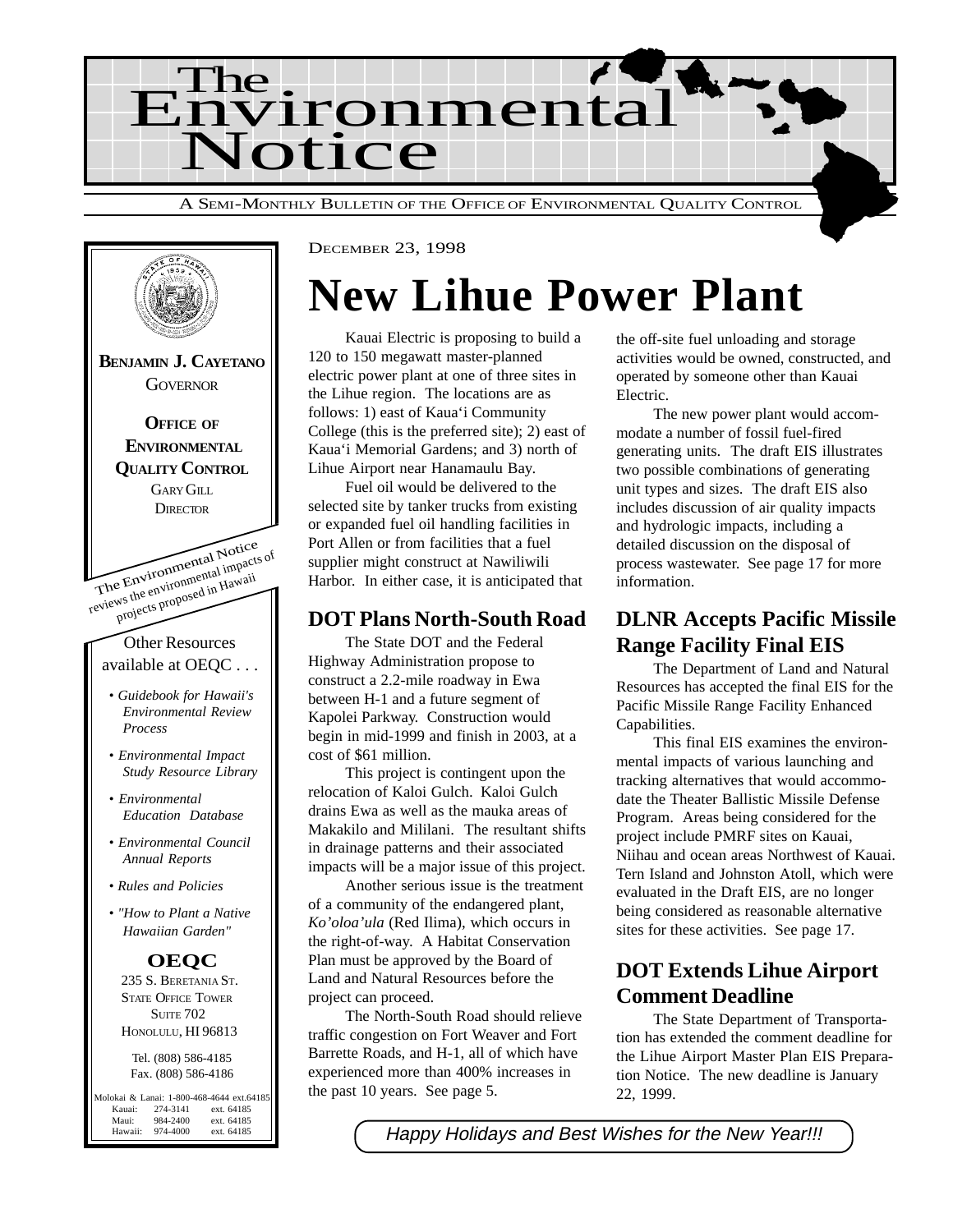# The Environmental Notice

A SEMI-MONTHLY BULLETIN OF THE OFFICE OF ENVIRONMENTAL QUALITY CONTROL

**BENJAMIN J. CAYETANO**
GOVERNOR

**OFFICE OF ENVIRONMENTAL QUALITY CONTROL**
GARY GILL
DIRECTOR

The Environmental Notice reviews the environmental impacts of projects proposed in Hawaii

Other Resources available at OEQC . . .

- *Guidebook for Hawaii's Environmental Review Process*
- *Environmental Impact Study Resource Library*
- *Environmental Education Database*
- *Environmental Council Annual Reports*
- *Rules and Policies*
- *"How to Plant a Native Hawaiian Garden"*

**OEQC**
235 S. BERETANIA ST.
STATE OFFICE TOWER
SUITE 702
HONOLULU, HI 96813

Tel. (808) 586-4185
Fax. (808) 586-4186

Molokai & Lanai: 1-800-468-4644 ext.64185
Kauai: 274-3141 ext. 64185
Maui: 984-2400 ext. 64185
Hawaii: 974-4000 ext. 64185

DECEMBER 23, 1998

# New Lihue Power Plant

Kauai Electric is proposing to build a 120 to 150 megawatt master-planned electric power plant at one of three sites in the Lihue region. The locations are as follows: 1) east of Kaua'i Community College (this is the preferred site); 2) east of Kaua'i Memorial Gardens; and 3) north of Lihue Airport near Hanamaulu Bay.

Fuel oil would be delivered to the selected site by tanker trucks from existing or expanded fuel oil handling facilities in Port Allen or from facilities that a fuel supplier might construct at Nawiliwili Harbor. In either case, it is anticipated that the off-site fuel unloading and storage activities would be owned, constructed, and operated by someone other than Kauai Electric.

The new power plant would accommodate a number of fossil fuel-fired generating units. The draft EIS illustrates two possible combinations of generating unit types and sizes. The draft EIS also includes discussion of air quality impacts and hydrologic impacts, including a detailed discussion on the disposal of process wastewater. See page 17 for more information.

## DOT Plans North-South Road

The State DOT and the Federal Highway Administration propose to construct a 2.2-mile roadway in Ewa between H-1 and a future segment of Kapolei Parkway. Construction would begin in mid-1999 and finish in 2003, at a cost of $61 million.

This project is contingent upon the relocation of Kaloi Gulch. Kaloi Gulch drains Ewa as well as the mauka areas of Makakilo and Mililani. The resultant shifts in drainage patterns and their associated impacts will be a major issue of this project.

Another serious issue is the treatment of a community of the endangered plant, *Ko'oloa'ula* (Red Ilima), which occurs in the right-of-way. A Habitat Conservation Plan must be approved by the Board of Land and Natural Resources before the project can proceed.

The North-South Road should relieve traffic congestion on Fort Weaver and Fort Barrette Roads, and H-1, all of which have experienced more than 400% increases in the past 10 years. See page 5.

## DLNR Accepts Pacific Missile Range Facility Final EIS

The Department of Land and Natural Resources has accepted the final EIS for the Pacific Missile Range Facility Enhanced Capabilities.

This final EIS examines the environmental impacts of various launching and tracking alternatives that would accommodate the Theater Ballistic Missile Defense Program. Areas being considered for the project include PMRF sites on Kauai, Niihau and ocean areas Northwest of Kauai. Tern Island and Johnston Atoll, which were evaluated in the Draft EIS, are no longer being considered as reasonable alternative sites for these activities. See page 17.

## DOT Extends Lihue Airport Comment Deadline

The State Department of Transportation has extended the comment deadline for the Lihue Airport Master Plan EIS Preparation Notice. The new deadline is January 22, 1999.

*Happy Holidays and Best Wishes for the New Year!!!*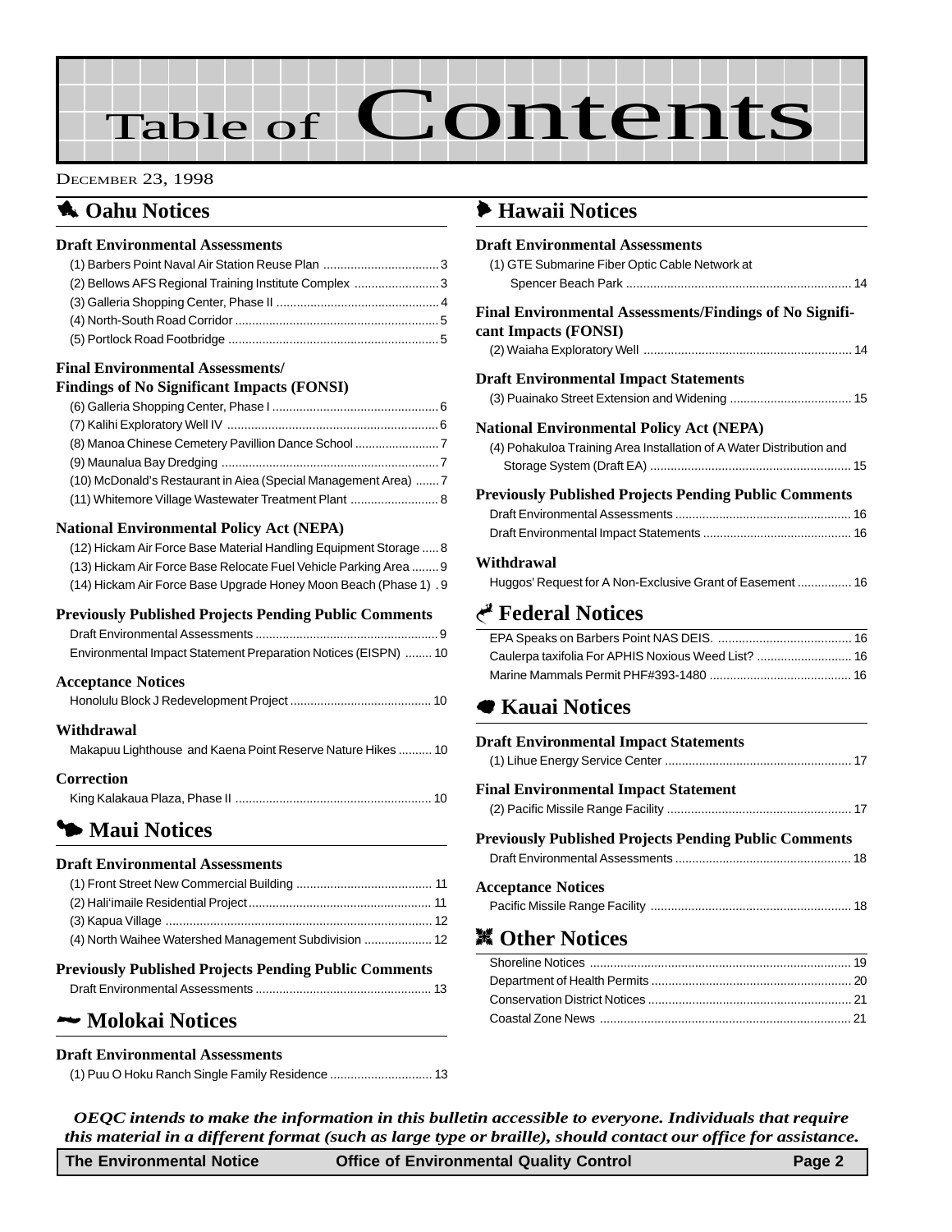# Table of Contents

December 23, 1998

## Oahu Notices

### Draft Environmental Assessments

- (1) Barbers Point Naval Air Station Reuse Plan .......... 3
- (2) Bellows AFS Regional Training Institute Complex .......... 3
- (3) Galleria Shopping Center, Phase II .......... 4
- (4) North-South Road Corridor .......... 5
- (5) Portlock Road Footbridge .......... 5

### Final Environmental Assessments/ Findings of No Significant Impacts (FONSI)

- (6) Galleria Shopping Center, Phase I .......... 6
- (7) Kalihi Exploratory Well IV .......... 6
- (8) Manoa Chinese Cemetery Pavillion Dance School .......... 7
- (9) Maunalua Bay Dredging .......... 7
- (10) McDonald's Restaurant in Aiea (Special Management Area) .......... 7
- (11) Whitemore Village Wastewater Treatment Plant .......... 8

### National Environmental Policy Act (NEPA)

- (12) Hickam Air Force Base Material Handling Equipment Storage .......... 8
- (13) Hickam Air Force Base Relocate Fuel Vehicle Parking Area .......... 9
- (14) Hickam Air Force Base Upgrade Honey Moon Beach (Phase 1) .......... 9

### Previously Published Projects Pending Public Comments

- Draft Environmental Assessments .......... 9
- Environmental Impact Statement Preparation Notices (EISPN) .......... 10

### Acceptance Notices

- Honolulu Block J Redevelopment Project .......... 10

### Withdrawal

- Makapuu Lighthouse and Kaena Point Reserve Nature Hikes .......... 10

### Correction

- King Kalakaua Plaza, Phase II .......... 10

## Maui Notices

### Draft Environmental Assessments

- (1) Front Street New Commercial Building .......... 11
- (2) Hali'imaile Residential Project .......... 11
- (3) Kapua Village .......... 12
- (4) North Waihee Watershed Management Subdivision .......... 12

### Previously Published Projects Pending Public Comments

- Draft Environmental Assessments .......... 13

## Molokai Notices

### Draft Environmental Assessments

- (1) Puu O Hoku Ranch Single Family Residence .......... 13

## Hawaii Notices

### Draft Environmental Assessments

- (1) GTE Submarine Fiber Optic Cable Network at Spencer Beach Park .......... 14

### Final Environmental Assessments/Findings of No Significant Impacts (FONSI)

- (2) Waiaha Exploratory Well .......... 14

### Draft Environmental Impact Statements

- (3) Puainako Street Extension and Widening .......... 15

### National Environmental Policy Act (NEPA)

- (4) Pohakuloa Training Area Installation of A Water Distribution and Storage System (Draft EA) .......... 15

### Previously Published Projects Pending Public Comments

- Draft Environmental Assessments .......... 16
- Draft Environmental Impact Statements .......... 16

### Withdrawal

- Huggos' Request for A Non-Exclusive Grant of Easement .......... 16

## Federal Notices

- EPA Speaks on Barbers Point NAS DEIS. .......... 16
- Caulerpa taxifolia For APHIS Noxious Weed List? .......... 16
- Marine Mammals Permit PHF#393-1480 .......... 16

## Kauai Notices

### Draft Environmental Impact Statements

- (1) Lihue Energy Service Center .......... 17

### Final Environmental Impact Statement

- (2) Pacific Missile Range Facility .......... 17

### Previously Published Projects Pending Public Comments

- Draft Environmental Assessments .......... 18

### Acceptance Notices

- Pacific Missile Range Facility .......... 18

## Other Notices

- Shoreline Notices .......... 19
- Department of Health Permits .......... 20
- Conservation District Notices .......... 21
- Coastal Zone News .......... 21

*OEQC intends to make the information in this bulletin accessible to everyone. Individuals that require this material in a different format (such as large type or braille), should contact our office for assistance.*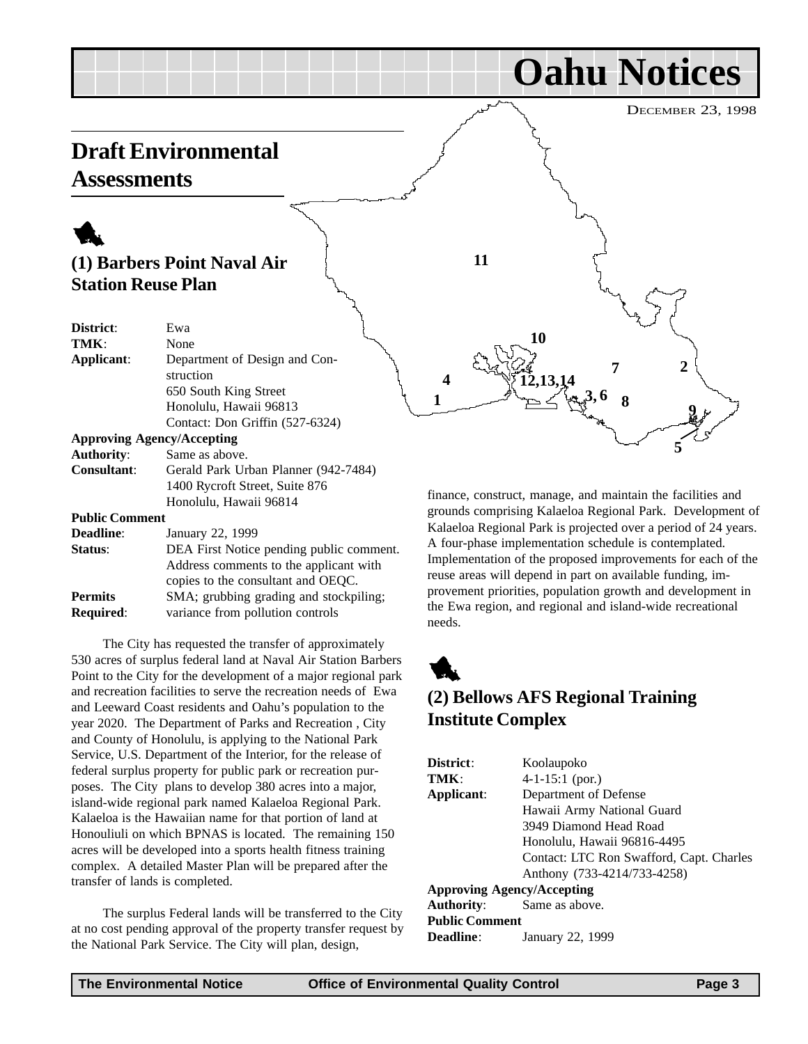# Oahu Notices

DECEMBER 23, 1998

## Draft Environmental Assessments

### (1) Barbers Point Naval Air Station Reuse Plan

| | |
|---|---|
| **District**: | Ewa |
| **TMK**: | None |
| **Applicant**: | Department of Design and Construction<br>650 South King Street<br>Honolulu, Hawaii 96813<br>Contact: Don Griffin (527-6324) |

**Approving Agency/Accepting**

| | |
|---|---|
| **Authority**: | Same as above. |
| **Consultant**: | Gerald Park Urban Planner (942-7484)<br>1400 Rycroft Street, Suite 876<br>Honolulu, Hawaii 96814 |

**Public Comment**

| | |
|---|---|
| **Deadline**: | January 22, 1999 |
| **Status**: | DEA First Notice pending public comment. Address comments to the applicant with copies to the consultant and OEQC. |
| **Permits Required**: | SMA; grubbing grading and stockpiling; variance from pollution controls |

The City has requested the transfer of approximately 530 acres of surplus federal land at Naval Air Station Barbers Point to the City for the development of a major regional park and recreation facilities to serve the recreation needs of Ewa and Leeward Coast residents and Oahu's population to the year 2020. The Department of Parks and Recreation , City and County of Honolulu, is applying to the National Park Service, U.S. Department of the Interior, for the release of federal surplus property for public park or recreation purposes. The City plans to develop 380 acres into a major, island-wide regional park named Kalaeloa Regional Park. Kalaeloa is the Hawaiian name for that portion of land at Honouliuli on which BPNAS is located. The remaining 150 acres will be developed into a sports health fitness training complex. A detailed Master Plan will be prepared after the transfer of lands is completed.

The surplus Federal lands will be transferred to the City at no cost pending approval of the property transfer request by the National Park Service. The City will plan, design, finance, construct, manage, and maintain the facilities and grounds comprising Kalaeloa Regional Park. Development of Kalaeloa Regional Park is projected over a period of 24 years. A four-phase implementation schedule is contemplated. Implementation of the proposed improvements for each of the reuse areas will depend in part on available funding, improvement priorities, population growth and development in the Ewa region, and regional and island-wide recreational needs.

### (2) Bellows AFS Regional Training Institute Complex

| | |
|---|---|
| **District**: | Koolaupoko |
| **TMK**: | 4-1-15:1 (por.) |
| **Applicant**: | Department of Defense<br>Hawaii Army National Guard<br>3949 Diamond Head Road<br>Honolulu, Hawaii 96816-4495<br>Contact: LTC Ron Swafford, Capt. Charles Anthony (733-4214/733-4258) |

**Approving Agency/Accepting**

| | |
|---|---|
| **Authority**: | Same as above. |

**Public Comment**

| | |
|---|---|
| **Deadline**: | January 22, 1999 |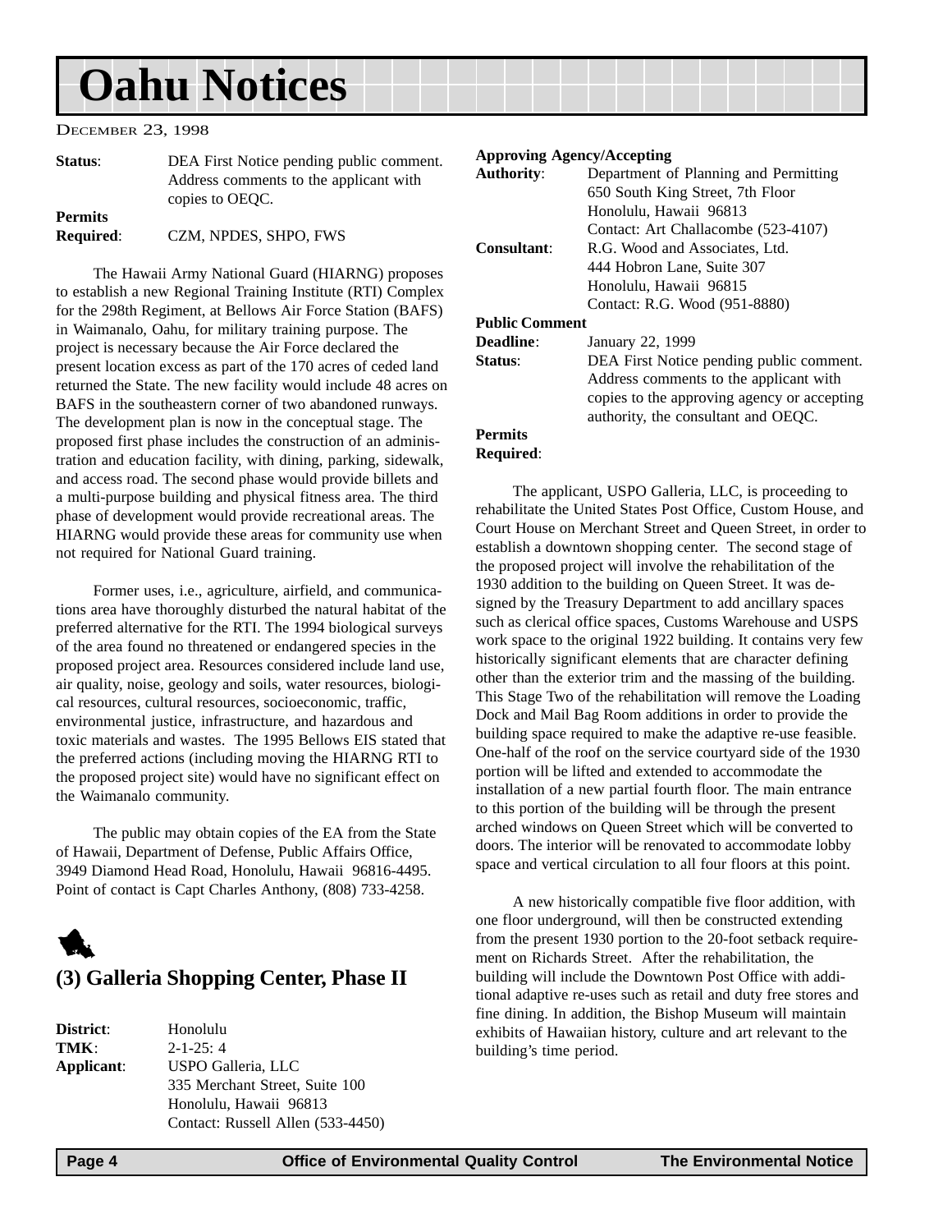# Oahu Notices

DECEMBER 23, 1998

**Status**: DEA First Notice pending public comment. Address comments to the applicant with copies to OEQC.

**Permits Required**: CZM, NPDES, SHPO, FWS

The Hawaii Army National Guard (HIARNG) proposes to establish a new Regional Training Institute (RTI) Complex for the 298th Regiment, at Bellows Air Force Station (BAFS) in Waimanalo, Oahu, for military training purpose. The project is necessary because the Air Force declared the present location excess as part of the 170 acres of ceded land returned the State. The new facility would include 48 acres on BAFS in the southeastern corner of two abandoned runways. The development plan is now in the conceptual stage. The proposed first phase includes the construction of an administration and education facility, with dining, parking, sidewalk, and access road. The second phase would provide billets and a multi-purpose building and physical fitness area. The third phase of development would provide recreational areas. The HIARNG would provide these areas for community use when not required for National Guard training.

Former uses, i.e., agriculture, airfield, and communications area have thoroughly disturbed the natural habitat of the preferred alternative for the RTI. The 1994 biological surveys of the area found no threatened or endangered species in the proposed project area. Resources considered include land use, air quality, noise, geology and soils, water resources, biological resources, cultural resources, socioeconomic, traffic, environmental justice, infrastructure, and hazardous and toxic materials and wastes. The 1995 Bellows EIS stated that the preferred actions (including moving the HIARNG RTI to the proposed project site) would have no significant effect on the Waimanalo community.

The public may obtain copies of the EA from the State of Hawaii, Department of Defense, Public Affairs Office, 3949 Diamond Head Road, Honolulu, Hawaii 96816-4495. Point of contact is Capt Charles Anthony, (808) 733-4258.

## (3) Galleria Shopping Center, Phase II

**District**: Honolulu

**TMK**: 2-1-25: 4

**Applicant**: USPO Galleria, LLC
335 Merchant Street, Suite 100
Honolulu, Hawaii 96813
Contact: Russell Allen (533-4450)

**Approving Agency/Accepting Authority**: Department of Planning and Permitting
650 South King Street, 7th Floor
Honolulu, Hawaii 96813
Contact: Art Challacombe (523-4107)

**Consultant**: R.G. Wood and Associates, Ltd.
444 Hobron Lane, Suite 307
Honolulu, Hawaii 96815
Contact: R.G. Wood (951-8880)

**Public Comment Deadline**: January 22, 1999

**Status**: DEA First Notice pending public comment. Address comments to the applicant with copies to the approving agency or accepting authority, the consultant and OEQC.

**Permits Required**:

The applicant, USPO Galleria, LLC, is proceeding to rehabilitate the United States Post Office, Custom House, and Court House on Merchant Street and Queen Street, in order to establish a downtown shopping center. The second stage of the proposed project will involve the rehabilitation of the 1930 addition to the building on Queen Street. It was designed by the Treasury Department to add ancillary spaces such as clerical office spaces, Customs Warehouse and USPS work space to the original 1922 building. It contains very few historically significant elements that are character defining other than the exterior trim and the massing of the building. This Stage Two of the rehabilitation will remove the Loading Dock and Mail Bag Room additions in order to provide the building space required to make the adaptive re-use feasible. One-half of the roof on the service courtyard side of the 1930 portion will be lifted and extended to accommodate the installation of a new partial fourth floor. The main entrance to this portion of the building will be through the present arched windows on Queen Street which will be converted to doors. The interior will be renovated to accommodate lobby space and vertical circulation to all four floors at this point.

A new historically compatible five floor addition, with one floor underground, will then be constructed extending from the present 1930 portion to the 20-foot setback requirement on Richards Street. After the rehabilitation, the building will include the Downtown Post Office with additional adaptive re-uses such as retail and duty free stores and fine dining. In addition, the Bishop Museum will maintain exhibits of Hawaiian history, culture and art relevant to the building's time period.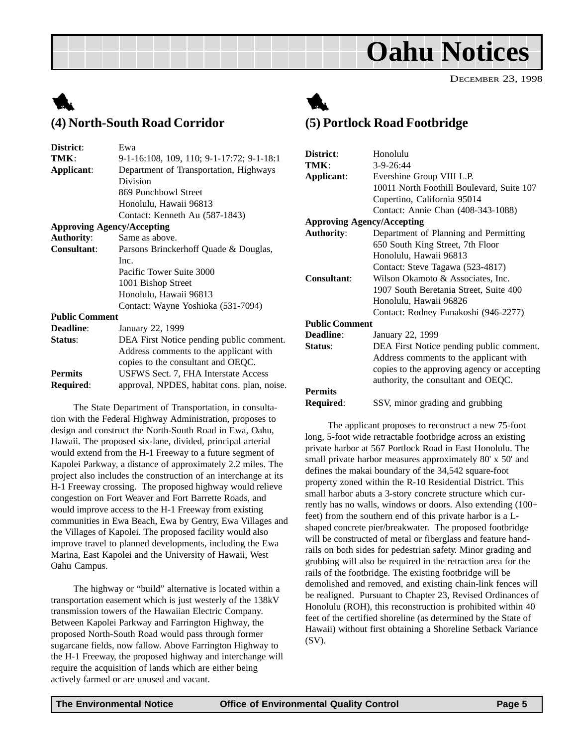# Oahu Notices

DECEMBER 23, 1998

## (4) North-South Road Corridor

**District**: Ewa
**TMK**: 9-1-16:108, 109, 110; 9-1-17:72; 9-1-18:1
**Applicant**: Department of Transportation, Highways Division
869 Punchbowl Street
Honolulu, Hawaii 96813
Contact: Kenneth Au (587-1843)

**Approving Agency/Accepting Authority**: Same as above.

**Consultant**: Parsons Brinckerhoff Quade & Douglas, Inc.
Pacific Tower Suite 3000
1001 Bishop Street
Honolulu, Hawaii 96813
Contact: Wayne Yoshioka (531-7094)

**Public Comment Deadline**: January 22, 1999

**Status**: DEA First Notice pending public comment. Address comments to the applicant with copies to the consultant and OEQC.

**Permits Required**: USFWS Sect. 7, FHA Interstate Access approval, NPDES, habitat cons. plan, noise.

The State Department of Transportation, in consultation with the Federal Highway Administration, proposes to design and construct the North-South Road in Ewa, Oahu, Hawaii. The proposed six-lane, divided, principal arterial would extend from the H-1 Freeway to a future segment of Kapolei Parkway, a distance of approximately 2.2 miles. The project also includes the construction of an interchange at its H-1 Freeway crossing. The proposed highway would relieve congestion on Fort Weaver and Fort Barrette Roads, and would improve access to the H-1 Freeway from existing communities in Ewa Beach, Ewa by Gentry, Ewa Villages and the Villages of Kapolei. The proposed facility would also improve travel to planned developments, including the Ewa Marina, East Kapolei and the University of Hawaii, West Oahu Campus.

The highway or "build" alternative is located within a transportation easement which is just westerly of the 138kV transmission towers of the Hawaiian Electric Company. Between Kapolei Parkway and Farrington Highway, the proposed North-South Road would pass through former sugarcane fields, now fallow. Above Farrington Highway to the H-1 Freeway, the proposed highway and interchange will require the acquisition of lands which are either being actively farmed or are unused and vacant.

## (5) Portlock Road Footbridge

**District**: Honolulu
**TMK**: 3-9-26:44
**Applicant**: Evershine Group VIII L.P.
10011 North Foothill Boulevard, Suite 107
Cupertino, California 95014
Contact: Annie Chan (408-343-1088)

**Approving Agency/Accepting Authority**: Department of Planning and Permitting
650 South King Street, 7th Floor
Honolulu, Hawaii 96813
Contact: Steve Tagawa (523-4817)

**Consultant**: Wilson Okamoto & Associates, Inc.
1907 South Beretania Street, Suite 400
Honolulu, Hawaii 96826
Contact: Rodney Funakoshi (946-2277)

**Public Comment Deadline**: January 22, 1999

**Status**: DEA First Notice pending public comment. Address comments to the applicant with copies to the approving agency or accepting authority, the consultant and OEQC.

**Permits Required**: SSV, minor grading and grubbing

The applicant proposes to reconstruct a new 75-foot long, 5-foot wide retractable footbridge across an existing private harbor at 567 Portlock Road in East Honolulu. The small private harbor measures approximately 80' x 50' and defines the makai boundary of the 34,542 square-foot property zoned within the R-10 Residential District. This small harbor abuts a 3-story concrete structure which currently has no walls, windows or doors. Also extending (100+ feet) from the southern end of this private harbor is a L-shaped concrete pier/breakwater. The proposed footbridge will be constructed of metal or fiberglass and feature handrails on both sides for pedestrian safety. Minor grading and grubbing will also be required in the retraction area for the rails of the footbridge. The existing footbridge will be demolished and removed, and existing chain-link fences will be realigned. Pursuant to Chapter 23, Revised Ordinances of Honolulu (ROH), this reconstruction is prohibited within 40 feet of the certified shoreline (as determined by the State of Hawaii) without first obtaining a Shoreline Setback Variance (SV).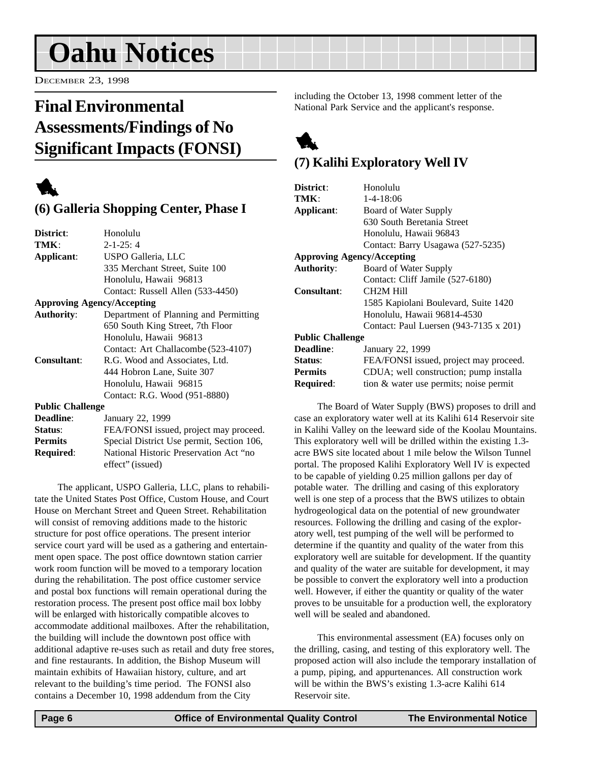# Oahu Notices

DECEMBER 23, 1998

## Final Environmental Assessments/Findings of No Significant Impacts (FONSI)

### (6) Galleria Shopping Center, Phase I

| | |
|---|---|
| **District**: | Honolulu |
| **TMK**: | 2-1-25: 4 |
| **Applicant**: | USPO Galleria, LLC<br>335 Merchant Street, Suite 100<br>Honolulu, Hawaii 96813<br>Contact: Russell Allen (533-4450) |
| **Approving Agency/Accepting Authority**: | Department of Planning and Permitting<br>650 South King Street, 7th Floor<br>Honolulu, Hawaii 96813<br>Contact: Art Challacombe (523-4107) |
| **Consultant**: | R.G. Wood and Associates, Ltd.<br>444 Hobron Lane, Suite 307<br>Honolulu, Hawaii 96815<br>Contact: R.G. Wood (951-8880) |
| **Public Challenge Deadline**: | January 22, 1999 |
| **Status**: | FEA/FONSI issued, project may proceed. |
| **Permits Required**: | Special District Use permit, Section 106, National Historic Preservation Act "no effect" (issued) |

The applicant, USPO Galleria, LLC, plans to rehabilitate the United States Post Office, Custom House, and Court House on Merchant Street and Queen Street. Rehabilitation will consist of removing additions made to the historic structure for post office operations. The present interior service court yard will be used as a gathering and entertainment open space. The post office downtown station carrier work room function will be moved to a temporary location during the rehabilitation. The post office customer service and postal box functions will remain operational during the restoration process. The present post office mail box lobby will be enlarged with historically compatible alcoves to accommodate additional mailboxes. After the rehabilitation, the building will include the downtown post office with additional adaptive re-uses such as retail and duty free stores, and fine restaurants. In addition, the Bishop Museum will maintain exhibits of Hawaiian history, culture, and art relevant to the building's time period. The FONSI also contains a December 10, 1998 addendum from the City including the October 13, 1998 comment letter of the National Park Service and the applicant's response.

### (7) Kalihi Exploratory Well IV

| | |
|---|---|
| **District**: | Honolulu |
| **TMK**: | 1-4-18:06 |
| **Applicant**: | Board of Water Supply<br>630 South Beretania Street<br>Honolulu, Hawaii 96843<br>Contact: Barry Usagawa (527-5235) |
| **Approving Agency/Accepting Authority**: | Board of Water Supply<br>Contact: Cliff Jamile (527-6180) |
| **Consultant**: | CH2M Hill<br>1585 Kapiolani Boulevard, Suite 1420<br>Honolulu, Hawaii 96814-4530<br>Contact: Paul Luersen (943-7135 x 201) |
| **Public Challenge Deadline**: | January 22, 1999 |
| **Status**: | FEA/FONSI issued, project may proceed. |
| **Permits Required**: | CDUA; well construction; pump installation & water use permits; noise permit |

The Board of Water Supply (BWS) proposes to drill and case an exploratory water well at its Kalihi 614 Reservoir site in Kalihi Valley on the leeward side of the Koolau Mountains. This exploratory well will be drilled within the existing 1.3-acre BWS site located about 1 mile below the Wilson Tunnel portal. The proposed Kalihi Exploratory Well IV is expected to be capable of yielding 0.25 million gallons per day of potable water. The drilling and casing of this exploratory well is one step of a process that the BWS utilizes to obtain hydrogeological data on the potential of new groundwater resources. Following the drilling and casing of the exploratory well, test pumping of the well will be performed to determine if the quantity and quality of the water from this exploratory well are suitable for development. If the quantity and quality of the water are suitable for development, it may be possible to convert the exploratory well into a production well. However, if either the quantity or quality of the water proves to be unsuitable for a production well, the exploratory well will be sealed and abandoned.

This environmental assessment (EA) focuses only on the drilling, casing, and testing of this exploratory well. The proposed action will also include the temporary installation of a pump, piping, and appurtenances. All construction work will be within the BWS's existing 1.3-acre Kalihi 614 Reservoir site.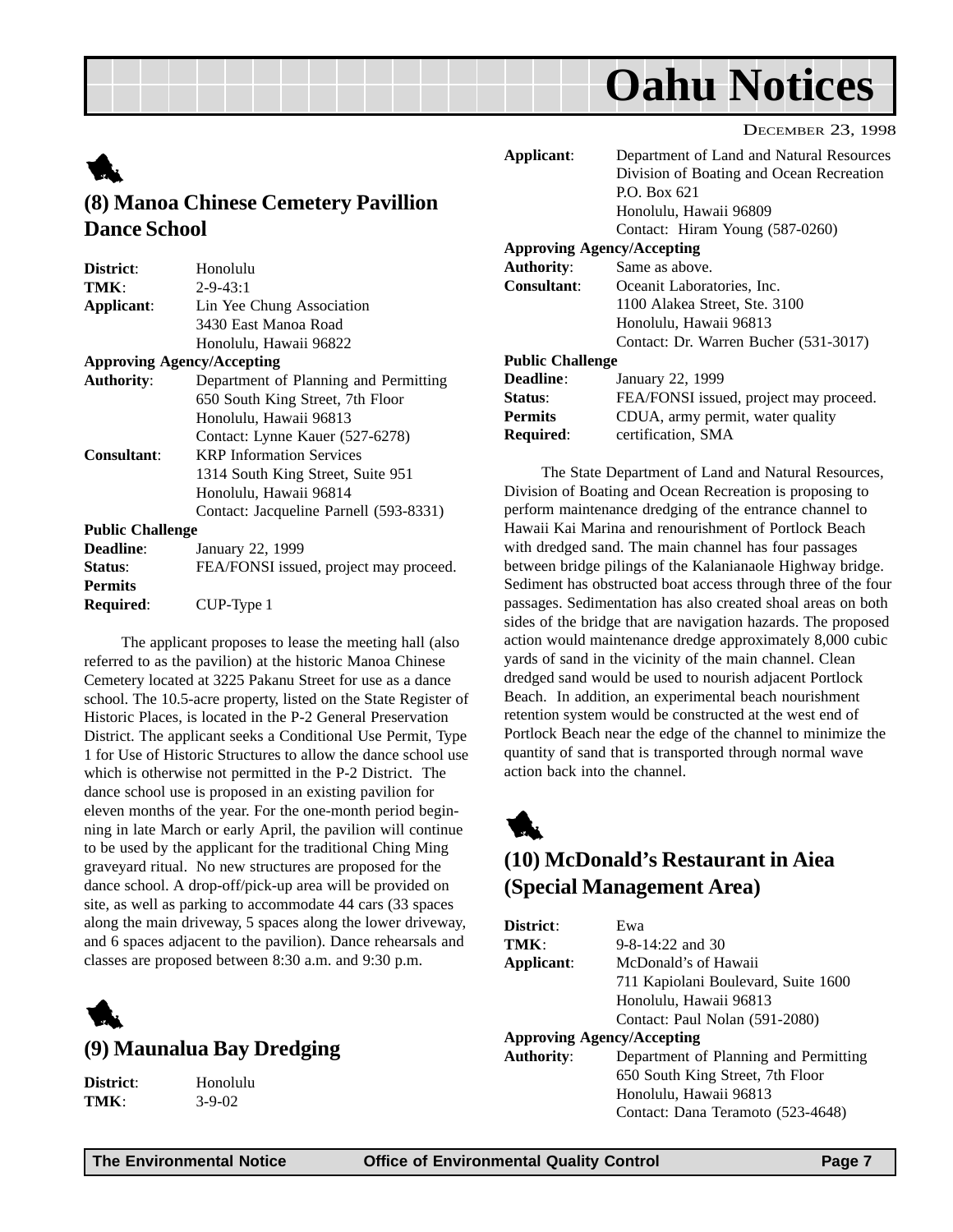# Oahu Notices

DECEMBER 23, 1998

## (8) Manoa Chinese Cemetery Pavillion Dance School

**District**: Honolulu
**TMK**: 2-9-43:1
**Applicant**: Lin Yee Chung Association
3430 East Manoa Road
Honolulu, Hawaii 96822
**Approving Agency/Accepting Authority**: Department of Planning and Permitting
650 South King Street, 7th Floor
Honolulu, Hawaii 96813
Contact: Lynne Kauer (527-6278)
**Consultant**: KRP Information Services
1314 South King Street, Suite 951
Honolulu, Hawaii 96814
Contact: Jacqueline Parnell (593-8331)
**Public Challenge Deadline**: January 22, 1999
**Status**: FEA/FONSI issued, project may proceed.
**Permits Required**: CUP-Type 1

The applicant proposes to lease the meeting hall (also referred to as the pavilion) at the historic Manoa Chinese Cemetery located at 3225 Pakanu Street for use as a dance school. The 10.5-acre property, listed on the State Register of Historic Places, is located in the P-2 General Preservation District. The applicant seeks a Conditional Use Permit, Type 1 for Use of Historic Structures to allow the dance school use which is otherwise not permitted in the P-2 District. The dance school use is proposed in an existing pavilion for eleven months of the year. For the one-month period beginning in late March or early April, the pavilion will continue to be used by the applicant for the traditional Ching Ming graveyard ritual. No new structures are proposed for the dance school. A drop-off/pick-up area will be provided on site, as well as parking to accommodate 44 cars (33 spaces along the main driveway, 5 spaces along the lower driveway, and 6 spaces adjacent to the pavilion). Dance rehearsals and classes are proposed between 8:30 a.m. and 9:30 p.m.

## (9) Maunalua Bay Dredging

**District**: Honolulu
**TMK**: 3-9-02
**Applicant**: Department of Land and Natural Resources
Division of Boating and Ocean Recreation
P.O. Box 621
Honolulu, Hawaii 96809
Contact: Hiram Young (587-0260)
**Approving Agency/Accepting Authority**: Same as above.
**Consultant**: Oceanit Laboratories, Inc.
1100 Alakea Street, Ste. 3100
Honolulu, Hawaii 96813
Contact: Dr. Warren Bucher (531-3017)
**Public Challenge Deadline**: January 22, 1999
**Status**: FEA/FONSI issued, project may proceed.
**Permits Required**: CDUA, army permit, water quality certification, SMA

The State Department of Land and Natural Resources, Division of Boating and Ocean Recreation is proposing to perform maintenance dredging of the entrance channel to Hawaii Kai Marina and renourishment of Portlock Beach with dredged sand. The main channel has four passages between bridge pilings of the Kalanianaole Highway bridge. Sediment has obstructed boat access through three of the four passages. Sedimentation has also created shoal areas on both sides of the bridge that are navigation hazards. The proposed action would maintenance dredge approximately 8,000 cubic yards of sand in the vicinity of the main channel. Clean dredged sand would be used to nourish adjacent Portlock Beach. In addition, an experimental beach nourishment retention system would be constructed at the west end of Portlock Beach near the edge of the channel to minimize the quantity of sand that is transported through normal wave action back into the channel.

## (10) McDonald's Restaurant in Aiea (Special Management Area)

**District**: Ewa
**TMK**: 9-8-14:22 and 30
**Applicant**: McDonald's of Hawaii
711 Kapiolani Boulevard, Suite 1600
Honolulu, Hawaii 96813
Contact: Paul Nolan (591-2080)
**Approving Agency/Accepting Authority**: Department of Planning and Permitting
650 South King Street, 7th Floor
Honolulu, Hawaii 96813
Contact: Dana Teramoto (523-4648)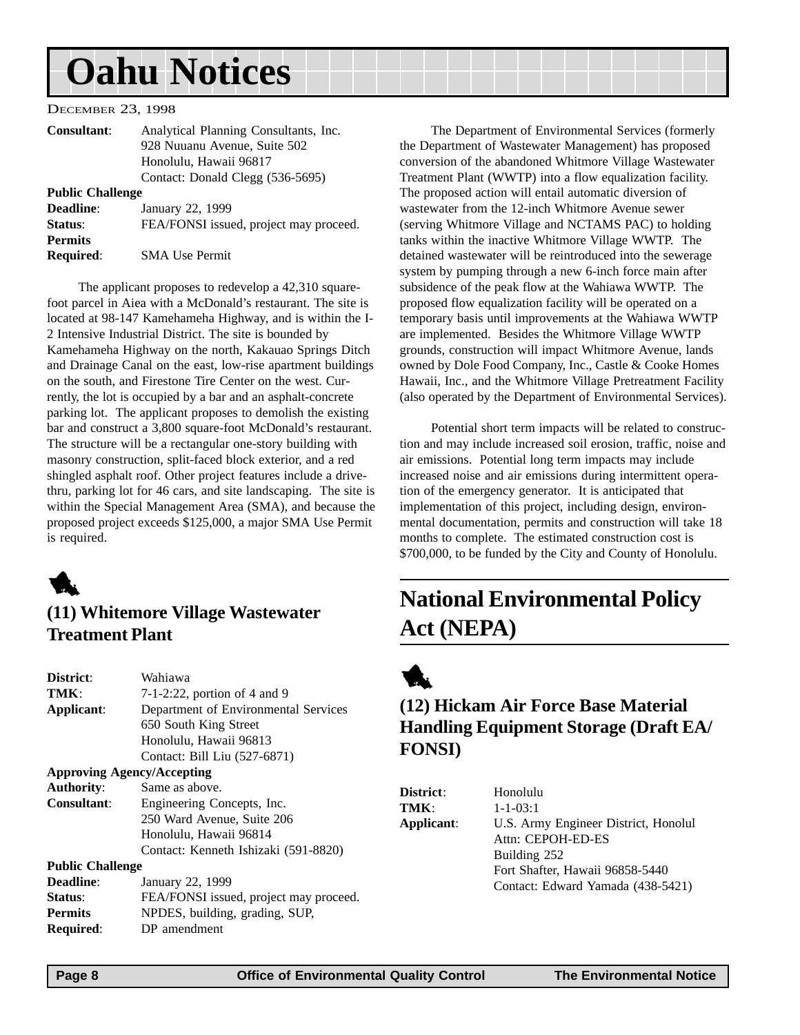# Oahu Notices

DECEMBER 23, 1998

**Consultant**: Analytical Planning Consultants, Inc.
928 Nuuanu Avenue, Suite 502
Honolulu, Hawaii 96817
Contact: Donald Clegg (536-5695)

**Public Challenge**
**Deadline**: January 22, 1999
**Status**: FEA/FONSI issued, project may proceed.
**Permits**
**Required**: SMA Use Permit

The applicant proposes to redevelop a 42,310 square-foot parcel in Aiea with a McDonald's restaurant. The site is located at 98-147 Kamehameha Highway, and is within the I-2 Intensive Industrial District. The site is bounded by Kamehameha Highway on the north, Kakauao Springs Ditch and Drainage Canal on the east, low-rise apartment buildings on the south, and Firestone Tire Center on the west. Currently, the lot is occupied by a bar and an asphalt-concrete parking lot. The applicant proposes to demolish the existing bar and construct a 3,800 square-foot McDonald's restaurant. The structure will be a rectangular one-story building with masonry construction, split-faced block exterior, and a red shingled asphalt roof. Other project features include a drive-thru, parking lot for 46 cars, and site landscaping. The site is within the Special Management Area (SMA), and because the proposed project exceeds $125,000, a major SMA Use Permit is required.

## (11) Whitemore Village Wastewater Treatment Plant

**District**: Wahiawa
**TMK**: 7-1-2:22, portion of 4 and 9
**Applicant**: Department of Environmental Services
650 South King Street
Honolulu, Hawaii 96813
Contact: Bill Liu (527-6871)

**Approving Agency/Accepting**
**Authority**: Same as above.
**Consultant**: Engineering Concepts, Inc.
250 Ward Avenue, Suite 206
Honolulu, Hawaii 96814
Contact: Kenneth Ishizaki (591-8820)

**Public Challenge**
**Deadline**: January 22, 1999
**Status**: FEA/FONSI issued, project may proceed.
**Permits**
**Required**: NPDES, building, grading, SUP, DP amendment

The Department of Environmental Services (formerly the Department of Wastewater Management) has proposed conversion of the abandoned Whitmore Village Wastewater Treatment Plant (WWTP) into a flow equalization facility. The proposed action will entail automatic diversion of wastewater from the 12-inch Whitmore Avenue sewer (serving Whitmore Village and NCTAMS PAC) to holding tanks within the inactive Whitmore Village WWTP. The detained wastewater will be reintroduced into the sewerage system by pumping through a new 6-inch force main after subsidence of the peak flow at the Wahiawa WWTP. The proposed flow equalization facility will be operated on a temporary basis until improvements at the Wahiawa WWTP are implemented. Besides the Whitmore Village WWTP grounds, construction will impact Whitmore Avenue, lands owned by Dole Food Company, Inc., Castle & Cooke Homes Hawaii, Inc., and the Whitmore Village Pretreatment Facility (also operated by the Department of Environmental Services).

Potential short term impacts will be related to construction and may include increased soil erosion, traffic, noise and air emissions. Potential long term impacts may include increased noise and air emissions during intermittent operation of the emergency generator. It is anticipated that implementation of this project, including design, environmental documentation, permits and construction will take 18 months to complete. The estimated construction cost is $700,000, to be funded by the City and County of Honolulu.

# National Environmental Policy Act (NEPA)

## (12) Hickam Air Force Base Material Handling Equipment Storage (Draft EA/FONSI)

**District**: Honolulu
**TMK**: 1-1-03:1
**Applicant**: U.S. Army Engineer District, Honolul
Attn: CEPOH-ED-ES
Building 252
Fort Shafter, Hawaii 96858-5440
Contact: Edward Yamada (438-5421)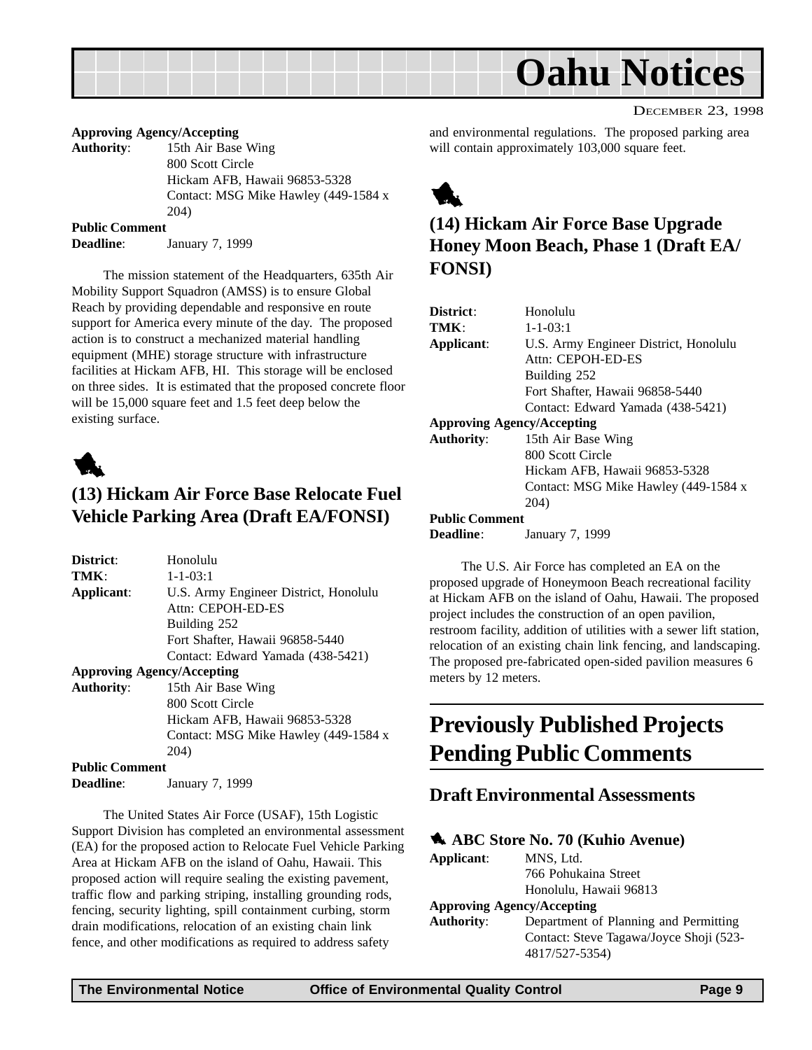**Approving Agency/Accepting**
**Authority**: 15th Air Base Wing
800 Scott Circle
Hickam AFB, Hawaii 96853-5328
Contact: MSG Mike Hawley (449-1584 x 204)

**Public Comment**
**Deadline**: January 7, 1999

The mission statement of the Headquarters, 635th Air Mobility Support Squadron (AMSS) is to ensure Global Reach by providing dependable and responsive en route support for America every minute of the day. The proposed action is to construct a mechanized material handling equipment (MHE) storage structure with infrastructure facilities at Hickam AFB, HI. This storage will be enclosed on three sides. It is estimated that the proposed concrete floor will be 15,000 square feet and 1.5 feet deep below the existing surface.

## (13) Hickam Air Force Base Relocate Fuel Vehicle Parking Area (Draft EA/FONSI)

**District**: Honolulu
**TMK**: 1-1-03:1
**Applicant**: U.S. Army Engineer District, Honolulu
Attn: CEPOH-ED-ES
Building 252
Fort Shafter, Hawaii 96858-5440
Contact: Edward Yamada (438-5421)

**Approving Agency/Accepting**
**Authority**: 15th Air Base Wing
800 Scott Circle
Hickam AFB, Hawaii 96853-5328
Contact: MSG Mike Hawley (449-1584 x 204)

**Public Comment**
**Deadline**: January 7, 1999

The United States Air Force (USAF), 15th Logistic Support Division has completed an environmental assessment (EA) for the proposed action to Relocate Fuel Vehicle Parking Area at Hickam AFB on the island of Oahu, Hawaii. This proposed action will require sealing the existing pavement, traffic flow and parking striping, installing grounding rods, fencing, security lighting, spill containment curbing, storm drain modifications, relocation of an existing chain link fence, and other modifications as required to address safety and environmental regulations. The proposed parking area will contain approximately 103,000 square feet.

## (14) Hickam Air Force Base Upgrade Honey Moon Beach, Phase 1 (Draft EA/FONSI)

**District**: Honolulu
**TMK**: 1-1-03:1
**Applicant**: U.S. Army Engineer District, Honolulu
Attn: CEPOH-ED-ES
Building 252
Fort Shafter, Hawaii 96858-5440
Contact: Edward Yamada (438-5421)

**Approving Agency/Accepting**
**Authority**: 15th Air Base Wing
800 Scott Circle
Hickam AFB, Hawaii 96853-5328
Contact: MSG Mike Hawley (449-1584 x 204)

**Public Comment**
**Deadline**: January 7, 1999

The U.S. Air Force has completed an EA on the proposed upgrade of Honeymoon Beach recreational facility at Hickam AFB on the island of Oahu, Hawaii. The proposed project includes the construction of an open pavilion, restroom facility, addition of utilities with a sewer lift station, relocation of an existing chain link fencing, and landscaping. The proposed pre-fabricated open-sided pavilion measures 6 meters by 12 meters.

# Previously Published Projects Pending Public Comments

## Draft Environmental Assessments

### ABC Store No. 70 (Kuhio Avenue)

**Applicant**: MNS, Ltd.
766 Pohukaina Street
Honolulu, Hawaii 96813

**Approving Agency/Accepting**
**Authority**: Department of Planning and Permitting
Contact: Steve Tagawa/Joyce Shoji (523-4817/527-5354)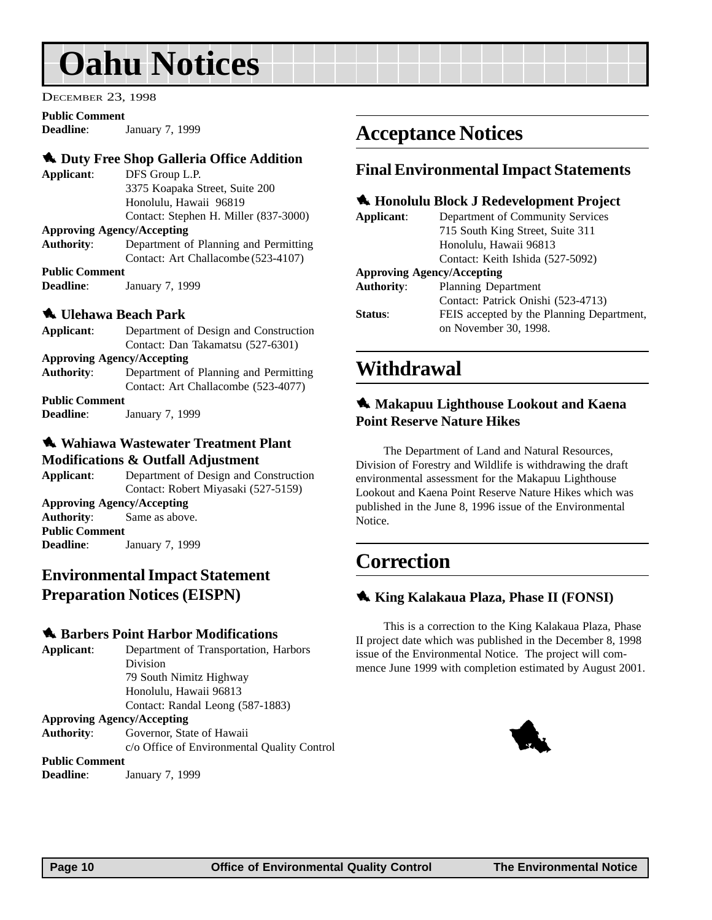# Oahu Notices

December 23, 1998

**Public Comment Deadline**: January 7, 1999

### Duty Free Shop Galleria Office Addition

**Applicant**: DFS Group L.P.
3375 Koapaka Street, Suite 200
Honolulu, Hawaii 96819
Contact: Stephen H. Miller (837-3000)

**Approving Agency/Accepting Authority**: Department of Planning and Permitting
Contact: Art Challacombe (523-4107)

**Public Comment Deadline**: January 7, 1999

### Ulehawa Beach Park

**Applicant**: Department of Design and Construction
Contact: Dan Takamatsu (527-6301)

**Approving Agency/Accepting Authority**: Department of Planning and Permitting
Contact: Art Challacombe (523-4077)

**Public Comment Deadline**: January 7, 1999

### Wahiawa Wastewater Treatment Plant Modifications & Outfall Adjustment

**Applicant**: Department of Design and Construction
Contact: Robert Miyasaki (527-5159)

**Approving Agency/Accepting Authority**: Same as above.

**Public Comment Deadline**: January 7, 1999

## Environmental Impact Statement Preparation Notices (EISPN)

### Barbers Point Harbor Modifications

**Applicant**: Department of Transportation, Harbors Division
79 South Nimitz Highway
Honolulu, Hawaii 96813
Contact: Randal Leong (587-1883)

**Approving Agency/Accepting Authority**: Governor, State of Hawaii
c/o Office of Environmental Quality Control

**Public Comment Deadline**: January 7, 1999

# Acceptance Notices

## Final Environmental Impact Statements

### Honolulu Block J Redevelopment Project

**Applicant**: Department of Community Services
715 South King Street, Suite 311
Honolulu, Hawaii 96813
Contact: Keith Ishida (527-5092)

**Approving Agency/Accepting Authority**: Planning Department
Contact: Patrick Onishi (523-4713)

**Status**: FEIS accepted by the Planning Department, on November 30, 1998.

# Withdrawal

### Makapuu Lighthouse Lookout and Kaena Point Reserve Nature Hikes

The Department of Land and Natural Resources, Division of Forestry and Wildlife is withdrawing the draft environmental assessment for the Makapuu Lighthouse Lookout and Kaena Point Reserve Nature Hikes which was published in the June 8, 1996 issue of the Environmental Notice.

# Correction

### King Kalakaua Plaza, Phase II (FONSI)

This is a correction to the King Kalakaua Plaza, Phase II project date which was published in the December 8, 1998 issue of the Environmental Notice. The project will commence June 1999 with completion estimated by August 2001.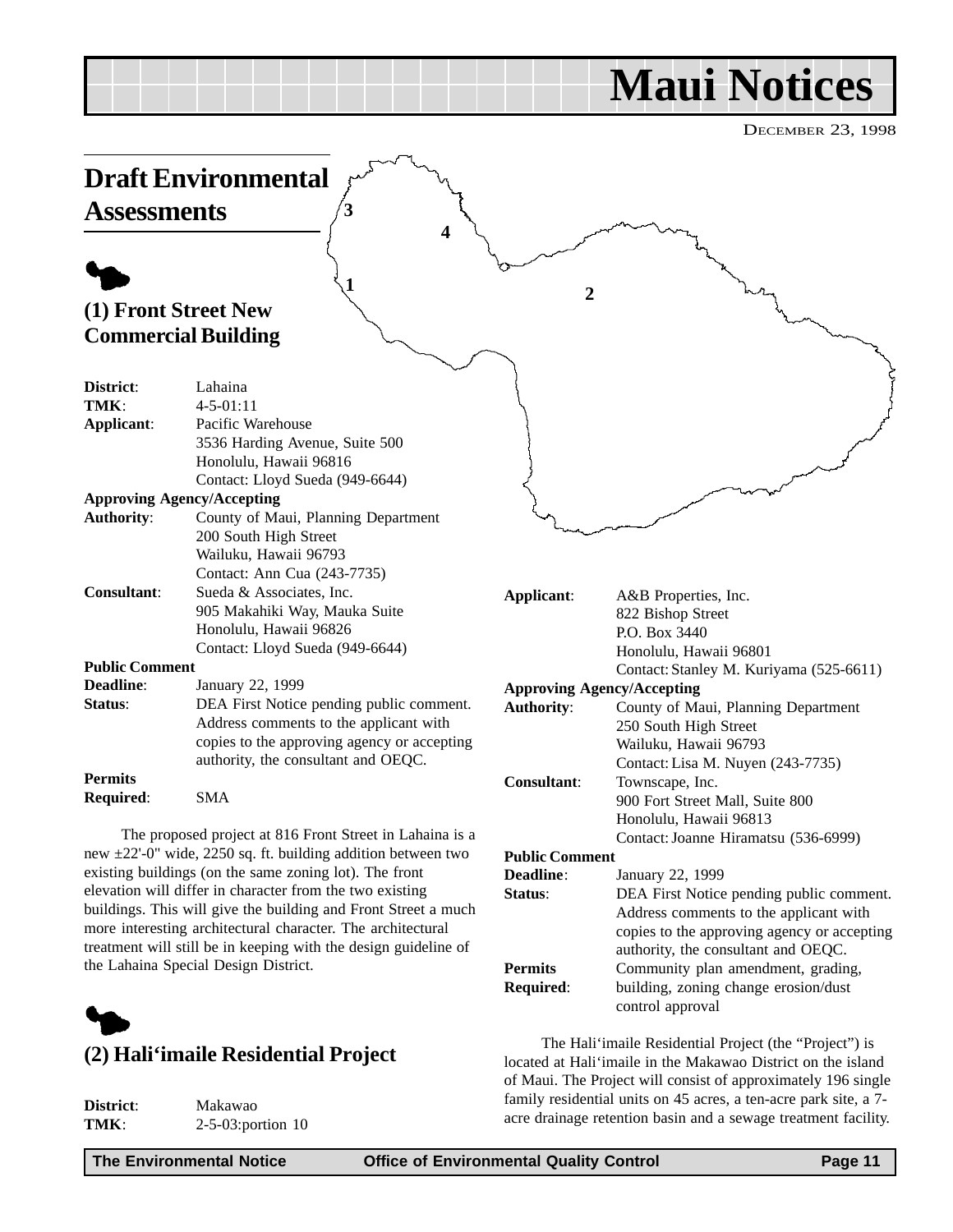# Maui Notices

DECEMBER 23, 1998

## Draft Environmental Assessments

### (1) Front Street New Commercial Building

| | |
|---|---|
| **District**: | Lahaina |
| **TMK**: | 4-5-01:11 |
| **Applicant**: | Pacific Warehouse<br>3536 Harding Avenue, Suite 500<br>Honolulu, Hawaii 96816<br>Contact: Lloyd Sueda (949-6644) |
| **Approving Agency/Accepting Authority**: | County of Maui, Planning Department<br>200 South High Street<br>Wailuku, Hawaii 96793<br>Contact: Ann Cua (243-7735) |
| **Consultant**: | Sueda & Associates, Inc.<br>905 Makahiki Way, Mauka Suite<br>Honolulu, Hawaii 96826<br>Contact: Lloyd Sueda (949-6644) |
| **Public Comment Deadline**: | January 22, 1999 |
| **Status**: | DEA First Notice pending public comment. Address comments to the applicant with copies to the approving agency or accepting authority, the consultant and OEQC. |
| **Permits Required**: | SMA |

The proposed project at 816 Front Street in Lahaina is a new ±22'-0" wide, 2250 sq. ft. building addition between two existing buildings (on the same zoning lot). The front elevation will differ in character from the two existing buildings. This will give the building and Front Street a much more interesting architectural character. The architectural treatment will still be in keeping with the design guideline of the Lahaina Special Design District.

### (2) Hali'imaile Residential Project

| | |
|---|---|
| **District**: | Makawao |
| **TMK**: | 2-5-03:portion 10 |
| **Applicant**: | A&B Properties, Inc.<br>822 Bishop Street<br>P.O. Box 3440<br>Honolulu, Hawaii 96801<br>Contact: Stanley M. Kuriyama (525-6611) |
| **Approving Agency/Accepting Authority**: | County of Maui, Planning Department<br>250 South High Street<br>Wailuku, Hawaii 96793<br>Contact: Lisa M. Nuyen (243-7735) |
| **Consultant**: | Townscape, Inc.<br>900 Fort Street Mall, Suite 800<br>Honolulu, Hawaii 96813<br>Contact: Joanne Hiramatsu (536-6999) |
| **Public Comment Deadline**: | January 22, 1999 |
| **Status**: | DEA First Notice pending public comment. Address comments to the applicant with copies to the approving agency or accepting authority, the consultant and OEQC. |
| **Permits Required**: | Community plan amendment, grading, building, zoning change erosion/dust control approval |

The Hali'imaile Residential Project (the "Project") is located at Hali'imaile in the Makawao District on the island of Maui. The Project will consist of approximately 196 single family residential units on 45 acres, a ten-acre park site, a 7-acre drainage retention basin and a sewage treatment facility.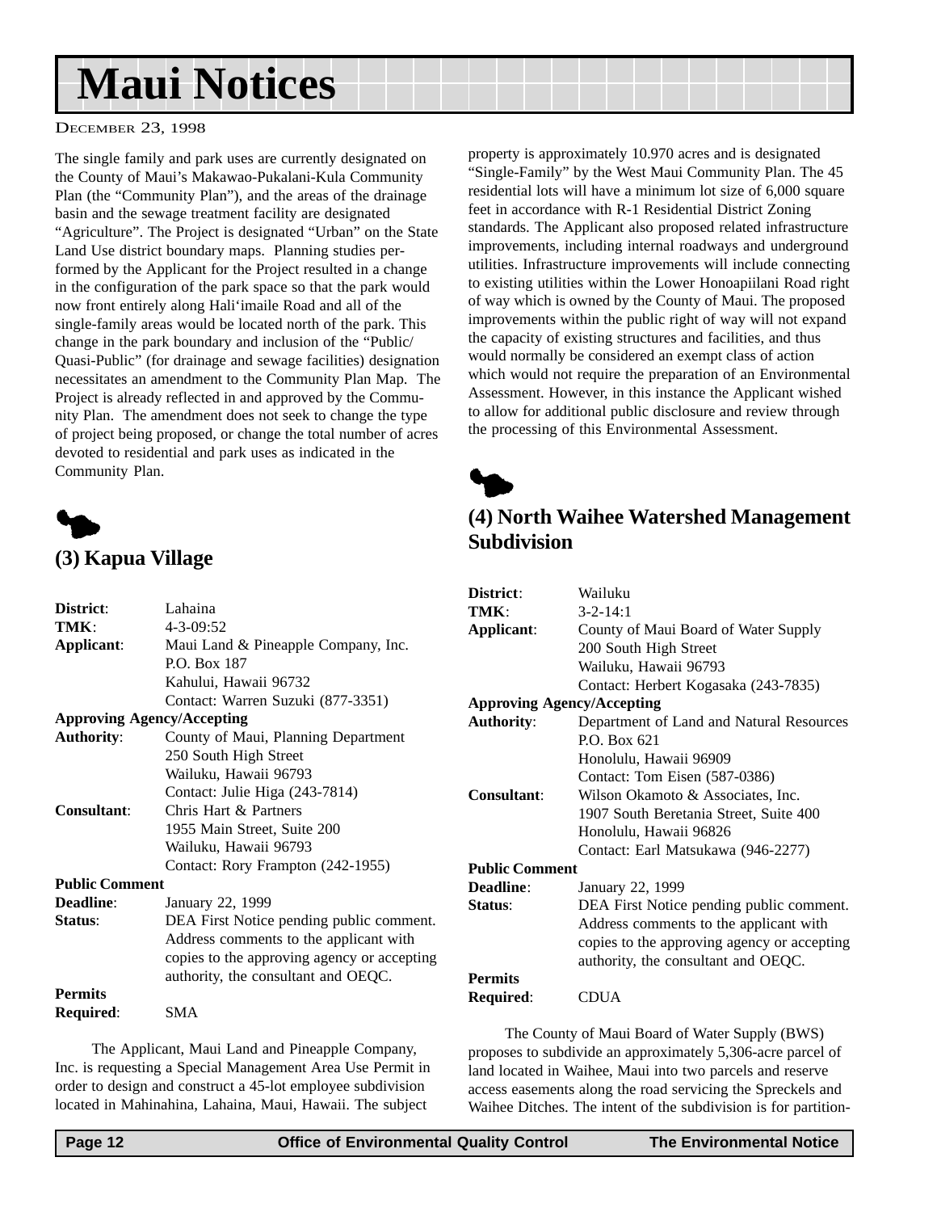# Maui Notices

DECEMBER 23, 1998

The single family and park uses are currently designated on the County of Maui's Makawao-Pukalani-Kula Community Plan (the "Community Plan"), and the areas of the drainage basin and the sewage treatment facility are designated "Agriculture". The Project is designated "Urban" on the State Land Use district boundary maps. Planning studies performed by the Applicant for the Project resulted in a change in the configuration of the park space so that the park would now front entirely along Hali'imaile Road and all of the single-family areas would be located north of the park. This change in the park boundary and inclusion of the "Public/ Quasi-Public" (for drainage and sewage facilities) designation necessitates an amendment to the Community Plan Map. The Project is already reflected in and approved by the Community Plan. The amendment does not seek to change the type of project being proposed, or change the total number of acres devoted to residential and park uses as indicated in the Community Plan.

## (3) Kapua Village

**District**: Lahaina
**TMK**: 4-3-09:52
**Applicant**: Maui Land & Pineapple Company, Inc.
P.O. Box 187
Kahului, Hawaii 96732
Contact: Warren Suzuki (877-3351)
**Approving Agency/Accepting Authority**: County of Maui, Planning Department
250 South High Street
Wailuku, Hawaii 96793
Contact: Julie Higa (243-7814)
**Consultant**: Chris Hart & Partners
1955 Main Street, Suite 200
Wailuku, Hawaii 96793
Contact: Rory Frampton (242-1955)
**Public Comment Deadline**: January 22, 1999
**Status**: DEA First Notice pending public comment. Address comments to the applicant with copies to the approving agency or accepting authority, the consultant and OEQC.
**Permits Required**: SMA

The Applicant, Maui Land and Pineapple Company, Inc. is requesting a Special Management Area Use Permit in order to design and construct a 45-lot employee subdivision located in Mahinahina, Lahaina, Maui, Hawaii. The subject property is approximately 10.970 acres and is designated "Single-Family" by the West Maui Community Plan. The 45 residential lots will have a minimum lot size of 6,000 square feet in accordance with R-1 Residential District Zoning standards. The Applicant also proposed related infrastructure improvements, including internal roadways and underground utilities. Infrastructure improvements will include connecting to existing utilities within the Lower Honoapiilani Road right of way which is owned by the County of Maui. The proposed improvements within the public right of way will not expand the capacity of existing structures and facilities, and thus would normally be considered an exempt class of action which would not require the preparation of an Environmental Assessment. However, in this instance the Applicant wished to allow for additional public disclosure and review through the processing of this Environmental Assessment.

## (4) North Waihee Watershed Management Subdivision

**District**: Wailuku
**TMK**: 3-2-14:1
**Applicant**: County of Maui Board of Water Supply
200 South High Street
Wailuku, Hawaii 96793
Contact: Herbert Kogasaka (243-7835)
**Approving Agency/Accepting Authority**: Department of Land and Natural Resources
P.O. Box 621
Honolulu, Hawaii 96909
Contact: Tom Eisen (587-0386)
**Consultant**: Wilson Okamoto & Associates, Inc.
1907 South Beretania Street, Suite 400
Honolulu, Hawaii 96826
Contact: Earl Matsukawa (946-2277)
**Public Comment Deadline**: January 22, 1999
**Status**: DEA First Notice pending public comment. Address comments to the applicant with copies to the approving agency or accepting authority, the consultant and OEQC.
**Permits Required**: CDUA

The County of Maui Board of Water Supply (BWS) proposes to subdivide an approximately 5,306-acre parcel of land located in Waihee, Maui into two parcels and reserve access easements along the road servicing the Spreckels and Waihee Ditches. The intent of the subdivision is for partition-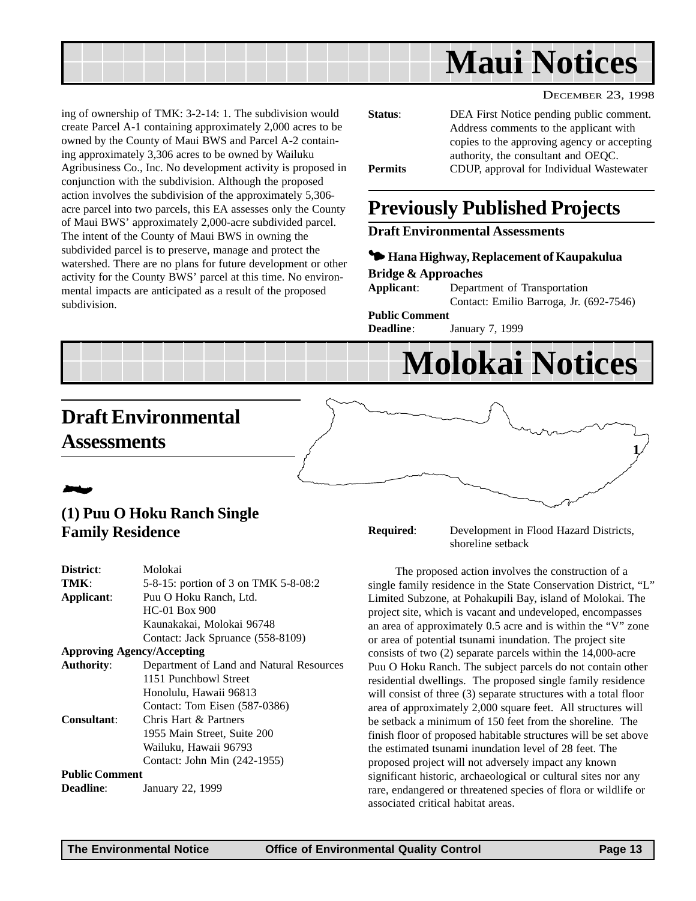# Maui Notices

DECEMBER 23, 1998

ing of ownership of TMK: 3-2-14: 1. The subdivision would create Parcel A-1 containing approximately 2,000 acres to be owned by the County of Maui BWS and Parcel A-2 containing approximately 3,306 acres to be owned by Wailuku Agribusiness Co., Inc. No development activity is proposed in conjunction with the subdivision. Although the proposed action involves the subdivision of the approximately 5,306-acre parcel into two parcels, this EA assesses only the County of Maui BWS' approximately 2,000-acre subdivided parcel. The intent of the County of Maui BWS in owning the subdivided parcel is to preserve, manage and protect the watershed. There are no plans for future development or other activity for the County BWS' parcel at this time. No environmental impacts are anticipated as a result of the proposed subdivision.

**Status**: DEA First Notice pending public comment. Address comments to the applicant with copies to the approving agency or accepting authority, the consultant and OEQC.

**Permits** CDUP, approval for Individual Wastewater

## Previously Published Projects

### Draft Environmental Assessments

#### Hana Highway, Replacement of Kaupakulua Bridge & Approaches

**Applicant**: Department of Transportation
Contact: Emilio Barroga, Jr. (692-7546)

**Public Comment Deadline**: January 7, 1999

# Molokai Notices

## Draft Environmental Assessments

### (1) Puu O Hoku Ranch Single Family Residence

**District**: Molokai
**TMK**: 5-8-15: portion of 3 on TMK 5-8-08:2
**Applicant**: Puu O Hoku Ranch, Ltd.
HC-01 Box 900
Kaunakakai, Molokai 96748
Contact: Jack Spruance (558-8109)

**Approving Agency/Accepting Authority**: Department of Land and Natural Resources
1151 Punchbowl Street
Honolulu, Hawaii 96813
Contact: Tom Eisen (587-0386)

**Consultant**: Chris Hart & Partners
1955 Main Street, Suite 200
Wailuku, Hawaii 96793
Contact: John Min (242-1955)

**Public Comment Deadline**: January 22, 1999

**Required**: Development in Flood Hazard Districts, shoreline setback

The proposed action involves the construction of a single family residence in the State Conservation District, "L" Limited Subzone, at Pohakupili Bay, island of Molokai. The project site, which is vacant and undeveloped, encompasses an area of approximately 0.5 acre and is within the "V" zone or area of potential tsunami inundation. The project site consists of two (2) separate parcels within the 14,000-acre Puu O Hoku Ranch. The subject parcels do not contain other residential dwellings. The proposed single family residence will consist of three (3) separate structures with a total floor area of approximately 2,000 square feet. All structures will be setback a minimum of 150 feet from the shoreline. The finish floor of proposed habitable structures will be set above the estimated tsunami inundation level of 28 feet. The proposed project will not adversely impact any known significant historic, archaeological or cultural sites nor any rare, endangered or threatened species of flora or wildlife or associated critical habitat areas.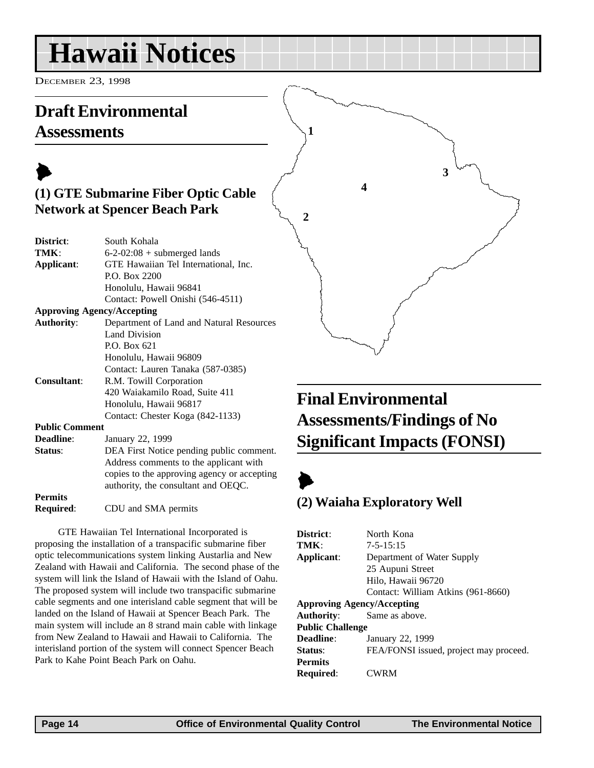# Hawaii Notices

December 23, 1998

## Draft Environmental Assessments

### (1) GTE Submarine Fiber Optic Cable Network at Spencer Beach Park

**District**: South Kohala
**TMK**: 6-2-02:08 + submerged lands
**Applicant**: GTE Hawaiian Tel International, Inc.
P.O. Box 2200
Honolulu, Hawaii 96841
Contact: Powell Onishi (546-4511)
**Approving Agency/Accepting Authority**: Department of Land and Natural Resources
Land Division
P.O. Box 621
Honolulu, Hawaii 96809
Contact: Lauren Tanaka (587-0385)
**Consultant**: R.M. Towill Corporation
420 Waiakamilo Road, Suite 411
Honolulu, Hawaii 96817
Contact: Chester Koga (842-1133)
**Public Comment Deadline**: January 22, 1999
**Status**: DEA First Notice pending public comment. Address comments to the applicant with copies to the approving agency or accepting authority, the consultant and OEQC.
**Permits Required**: CDU and SMA permits

GTE Hawaiian Tel International Incorporated is proposing the installation of a transpacific submarine fiber optic telecommunications system linking Austarlia and New Zealand with Hawaii and California. The second phase of the system will link the Island of Hawaii with the Island of Oahu. The proposed system will include two transpacific submarine cable segments and one interisland cable segment that will be landed on the Island of Hawaii at Spencer Beach Park. The main system will include an 8 strand main cable with linkage from New Zealand to Hawaii and Hawaii to California. The interisland portion of the system will connect Spencer Beach Park to Kahe Point Beach Park on Oahu.

## Final Environmental Assessments/Findings of No Significant Impacts (FONSI)

### (2) Waiaha Exploratory Well

**District**: North Kona
**TMK**: 7-5-15:15
**Applicant**: Department of Water Supply
25 Aupuni Street
Hilo, Hawaii 96720
Contact: William Atkins (961-8660)
**Approving Agency/Accepting Authority**: Same as above.
**Public Challenge Deadline**: January 22, 1999
**Status**: FEA/FONSI issued, project may proceed.
**Permits Required**: CWRM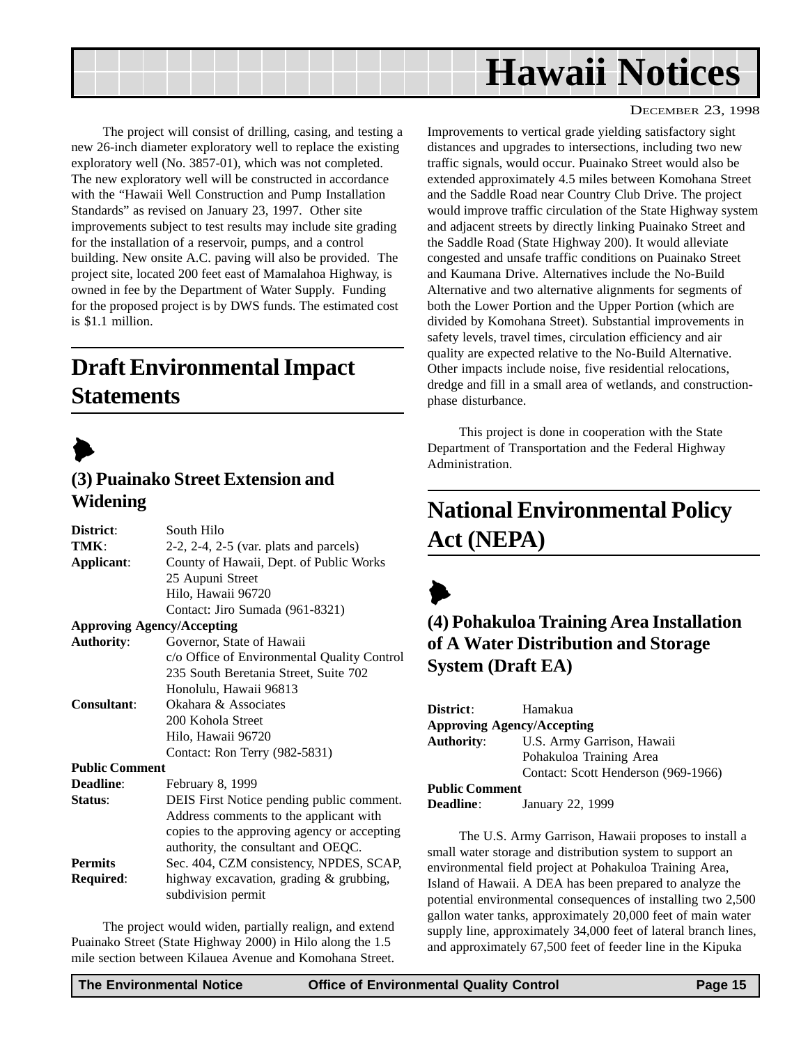The project will consist of drilling, casing, and testing a new 26-inch diameter exploratory well to replace the existing exploratory well (No. 3857-01), which was not completed. The new exploratory well will be constructed in accordance with the "Hawaii Well Construction and Pump Installation Standards" as revised on January 23, 1997. Other site improvements subject to test results may include site grading for the installation of a reservoir, pumps, and a control building. New onsite A.C. paving will also be provided. The project site, located 200 feet east of Mamalahoa Highway, is owned in fee by the Department of Water Supply. Funding for the proposed project is by DWS funds. The estimated cost is $1.1 million.

## Draft Environmental Impact Statements

### (3) Puainako Street Extension and Widening

**District**: South Hilo
**TMK**: 2-2, 2-4, 2-5 (var. plats and parcels)
**Applicant**: County of Hawaii, Dept. of Public Works
25 Aupuni Street
Hilo, Hawaii 96720
Contact: Jiro Sumada (961-8321)

**Approving Agency/Accepting Authority**: Governor, State of Hawaii
c/o Office of Environmental Quality Control
235 South Beretania Street, Suite 702
Honolulu, Hawaii 96813

**Consultant**: Okahara & Associates
200 Kohola Street
Hilo, Hawaii 96720
Contact: Ron Terry (982-5831)

**Public Comment Deadline**: February 8, 1999
**Status**: DEIS First Notice pending public comment. Address comments to the applicant with copies to the approving agency or accepting authority, the consultant and OEQC.
**Permits Required**: Sec. 404, CZM consistency, NPDES, SCAP, highway excavation, grading & grubbing, subdivision permit

The project would widen, partially realign, and extend Puainako Street (State Highway 2000) in Hilo along the 1.5 mile section between Kilauea Avenue and Komohana Street. Improvements to vertical grade yielding satisfactory sight distances and upgrades to intersections, including two new traffic signals, would occur. Puainako Street would also be extended approximately 4.5 miles between Komohana Street and the Saddle Road near Country Club Drive. The project would improve traffic circulation of the State Highway system and adjacent streets by directly linking Puainako Street and the Saddle Road (State Highway 200). It would alleviate congested and unsafe traffic conditions on Puainako Street and Kaumana Drive. Alternatives include the No-Build Alternative and two alternative alignments for segments of both the Lower Portion and the Upper Portion (which are divided by Komohana Street). Substantial improvements in safety levels, travel times, circulation efficiency and air quality are expected relative to the No-Build Alternative. Other impacts include noise, five residential relocations, dredge and fill in a small area of wetlands, and construction-phase disturbance.

This project is done in cooperation with the State Department of Transportation and the Federal Highway Administration.

## National Environmental Policy Act (NEPA)

### (4) Pohakuloa Training Area Installation of A Water Distribution and Storage System (Draft EA)

**District**: Hamakua

**Approving Agency/Accepting Authority**: U.S. Army Garrison, Hawaii
Pohakuloa Training Area
Contact: Scott Henderson (969-1966)

**Public Comment Deadline**: January 22, 1999

The U.S. Army Garrison, Hawaii proposes to install a small water storage and distribution system to support an environmental field project at Pohakuloa Training Area, Island of Hawaii. A DEA has been prepared to analyze the potential environmental consequences of installing two 2,500 gallon water tanks, approximately 20,000 feet of main water supply line, approximately 34,000 feet of lateral branch lines, and approximately 67,500 feet of feeder line in the Kipuka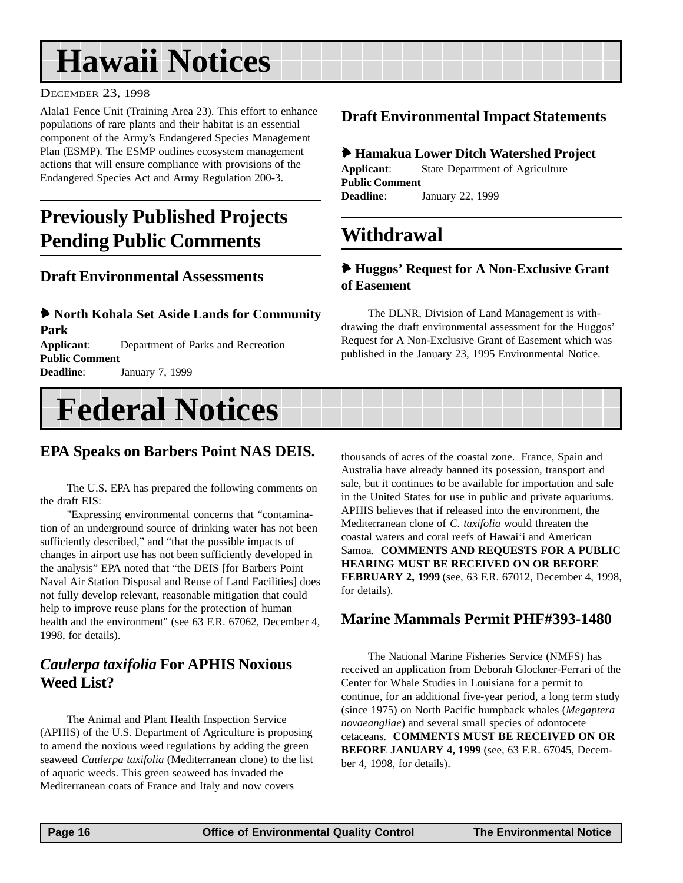# Hawaii Notices

December 23, 1998

Alala1 Fence Unit (Training Area 23). This effort to enhance populations of rare plants and their habitat is an essential component of the Army's Endangered Species Management Plan (ESMP). The ESMP outlines ecosystem management actions that will ensure compliance with provisions of the Endangered Species Act and Army Regulation 200-3.

## Previously Published Projects Pending Public Comments

### Draft Environmental Assessments

#### North Kohala Set Aside Lands for Community Park

**Applicant**: Department of Parks and Recreation
**Public Comment Deadline**: January 7, 1999

### Draft Environmental Impact Statements

#### Hamakua Lower Ditch Watershed Project

**Applicant**: State Department of Agriculture
**Public Comment Deadline**: January 22, 1999

## Withdrawal

#### Huggos' Request for A Non-Exclusive Grant of Easement

The DLNR, Division of Land Management is withdrawing the draft environmental assessment for the Huggos' Request for A Non-Exclusive Grant of Easement which was published in the January 23, 1995 Environmental Notice.

# Federal Notices

## EPA Speaks on Barbers Point NAS DEIS.

The U.S. EPA has prepared the following comments on the draft EIS:

"Expressing environmental concerns that "contamination of an underground source of drinking water has not been sufficiently described," and "that the possible impacts of changes in airport use has not been sufficiently developed in the analysis" EPA noted that "the DEIS [for Barbers Point Naval Air Station Disposal and Reuse of Land Facilities] does not fully develop relevant, reasonable mitigation that could help to improve reuse plans for the protection of human health and the environment" (see 63 F.R. 67062, December 4, 1998, for details).

## *Caulerpa taxifolia* For APHIS Noxious Weed List?

The Animal and Plant Health Inspection Service (APHIS) of the U.S. Department of Agriculture is proposing to amend the noxious weed regulations by adding the green seaweed *Caulerpa taxifolia* (Mediterranean clone) to the list of aquatic weeds. This green seaweed has invaded the Mediterranean coats of France and Italy and now covers thousands of acres of the coastal zone. France, Spain and Australia have already banned its posession, transport and sale, but it continues to be available for importation and sale in the United States for use in public and private aquariums. APHIS believes that if released into the environment, the Mediterranean clone of *C. taxifolia* would threaten the coastal waters and coral reefs of Hawai'i and American Samoa. **COMMENTS AND REQUESTS FOR A PUBLIC HEARING MUST BE RECEIVED ON OR BEFORE FEBRUARY 2, 1999** (see, 63 F.R. 67012, December 4, 1998, for details).

## Marine Mammals Permit PHF#393-1480

The National Marine Fisheries Service (NMFS) has received an application from Deborah Glockner-Ferrari of the Center for Whale Studies in Louisiana for a permit to continue, for an additional five-year period, a long term study (since 1975) on North Pacific humpback whales (*Megaptera novaeangliae*) and several small species of odontocete cetaceans. **COMMENTS MUST BE RECEIVED ON OR BEFORE JANUARY 4, 1999** (see, 63 F.R. 67045, December 4, 1998, for details).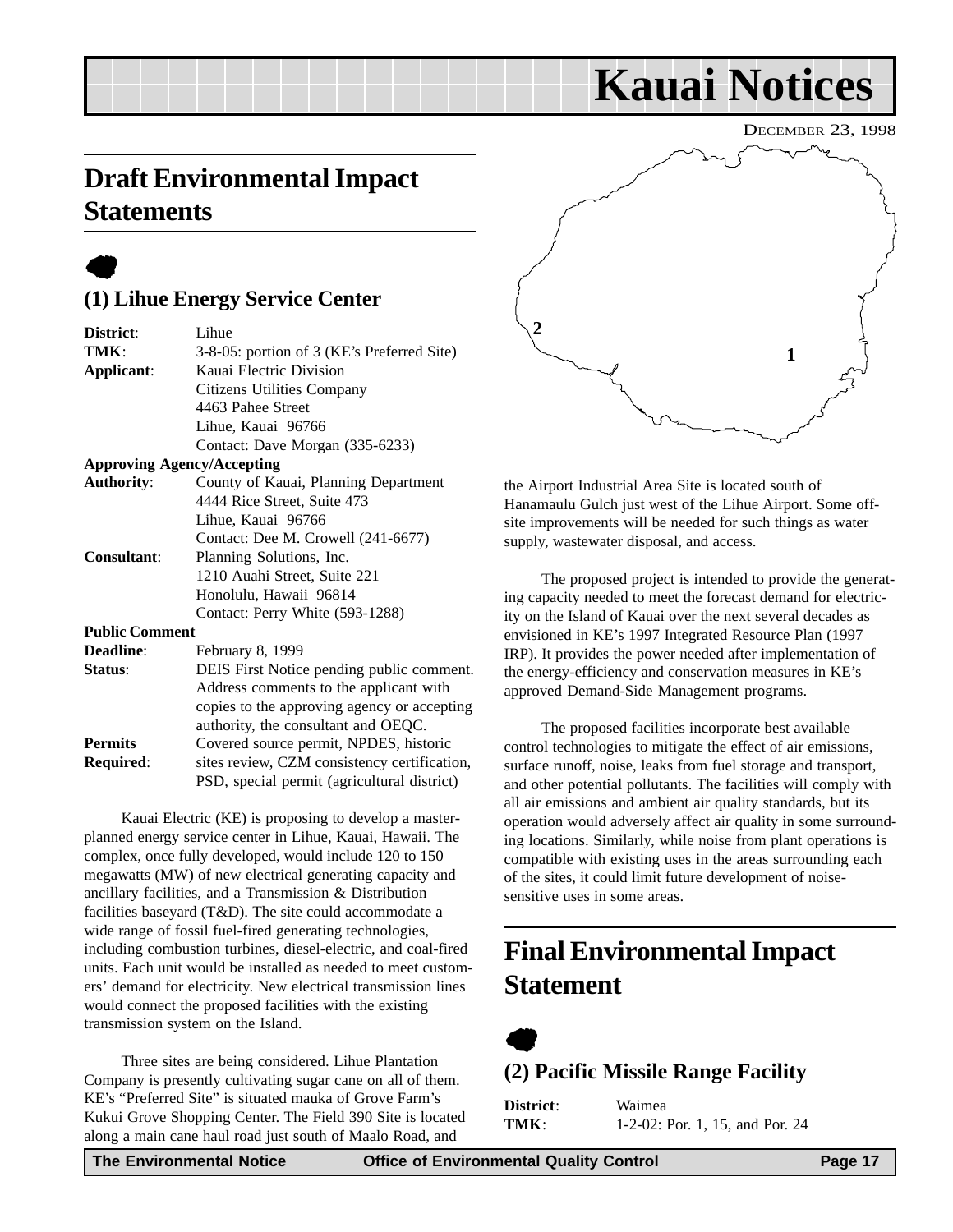# Kauai Notices

DECEMBER 23, 1998

## Draft Environmental Impact Statements

### (1) Lihue Energy Service Center

**District**: Lihue
**TMK**: 3-8-05: portion of 3 (KE's Preferred Site)
**Applicant**: Kauai Electric Division
Citizens Utilities Company
4463 Pahee Street
Lihue, Kauai 96766
Contact: Dave Morgan (335-6233)

**Approving Agency/Accepting**
**Authority**: County of Kauai, Planning Department
4444 Rice Street, Suite 473
Lihue, Kauai 96766
Contact: Dee M. Crowell (241-6677)

**Consultant**: Planning Solutions, Inc.
1210 Auahi Street, Suite 221
Honolulu, Hawaii 96814
Contact: Perry White (593-1288)

**Public Comment**
**Deadline**: February 8, 1999
**Status**: DEIS First Notice pending public comment. Address comments to the applicant with copies to the approving agency or accepting authority, the consultant and OEQC.
**Permits Required**: Covered source permit, NPDES, historic sites review, CZM consistency certification, PSD, special permit (agricultural district)

Kauai Electric (KE) is proposing to develop a master-planned energy service center in Lihue, Kauai, Hawaii. The complex, once fully developed, would include 120 to 150 megawatts (MW) of new electrical generating capacity and ancillary facilities, and a Transmission & Distribution facilities baseyard (T&D). The site could accommodate a wide range of fossil fuel-fired generating technologies, including combustion turbines, diesel-electric, and coal-fired units. Each unit would be installed as needed to meet customers' demand for electricity. New electrical transmission lines would connect the proposed facilities with the existing transmission system on the Island.

Three sites are being considered. Lihue Plantation Company is presently cultivating sugar cane on all of them. KE's "Preferred Site" is situated mauka of Grove Farm's Kukui Grove Shopping Center. The Field 390 Site is located along a main cane haul road just south of Maalo Road, and the Airport Industrial Area Site is located south of Hanamaulu Gulch just west of the Lihue Airport. Some off-site improvements will be needed for such things as water supply, wastewater disposal, and access.

The proposed project is intended to provide the generating capacity needed to meet the forecast demand for electricity on the Island of Kauai over the next several decades as envisioned in KE's 1997 Integrated Resource Plan (1997 IRP). It provides the power needed after implementation of the energy-efficiency and conservation measures in KE's approved Demand-Side Management programs.

The proposed facilities incorporate best available control technologies to mitigate the effect of air emissions, surface runoff, noise, leaks from fuel storage and transport, and other potential pollutants. The facilities will comply with all air emissions and ambient air quality standards, but its operation would adversely affect air quality in some surrounding locations. Similarly, while noise from plant operations is compatible with existing uses in the areas surrounding each of the sites, it could limit future development of noise-sensitive uses in some areas.

## Final Environmental Impact Statement

### (2) Pacific Missile Range Facility

**District**: Waimea
**TMK**: 1-2-02: Por. 1, 15, and Por. 24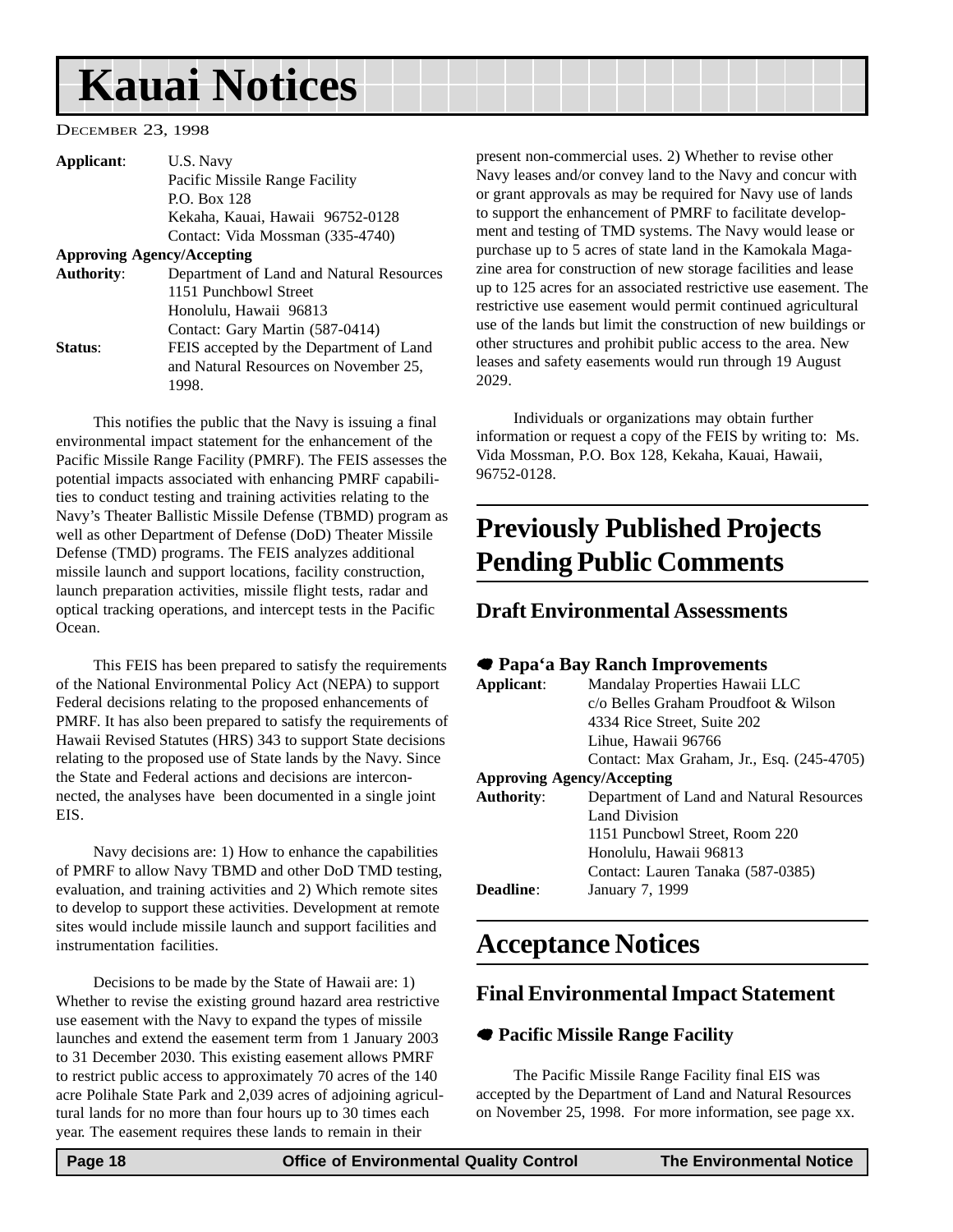# Kauai Notices

December 23, 1998

**Applicant**: U.S. Navy
Pacific Missile Range Facility
P.O. Box 128
Kekaha, Kauai, Hawaii 96752-0128
Contact: Vida Mossman (335-4740)

**Approving Agency/Accepting Authority**: Department of Land and Natural Resources
1151 Punchbowl Street
Honolulu, Hawaii 96813
Contact: Gary Martin (587-0414)

**Status**: FEIS accepted by the Department of Land and Natural Resources on November 25, 1998.

This notifies the public that the Navy is issuing a final environmental impact statement for the enhancement of the Pacific Missile Range Facility (PMRF). The FEIS assesses the potential impacts associated with enhancing PMRF capabilities to conduct testing and training activities relating to the Navy's Theater Ballistic Missile Defense (TBMD) program as well as other Department of Defense (DoD) Theater Missile Defense (TMD) programs. The FEIS analyzes additional missile launch and support locations, facility construction, launch preparation activities, missile flight tests, radar and optical tracking operations, and intercept tests in the Pacific Ocean.

This FEIS has been prepared to satisfy the requirements of the National Environmental Policy Act (NEPA) to support Federal decisions relating to the proposed enhancements of PMRF. It has also been prepared to satisfy the requirements of Hawaii Revised Statutes (HRS) 343 to support State decisions relating to the proposed use of State lands by the Navy. Since the State and Federal actions and decisions are interconnected, the analyses have been documented in a single joint EIS.

Navy decisions are: 1) How to enhance the capabilities of PMRF to allow Navy TBMD and other DoD TMD testing, evaluation, and training activities and 2) Which remote sites to develop to support these activities. Development at remote sites would include missile launch and support facilities and instrumentation facilities.

Decisions to be made by the State of Hawaii are: 1) Whether to revise the existing ground hazard area restrictive use easement with the Navy to expand the types of missile launches and extend the easement term from 1 January 2003 to 31 December 2030. This existing easement allows PMRF to restrict public access to approximately 70 acres of the 140 acre Polihale State Park and 2,039 acres of adjoining agricultural lands for no more than four hours up to 30 times each year. The easement requires these lands to remain in their present non-commercial uses. 2) Whether to revise other Navy leases and/or convey land to the Navy and concur with or grant approvals as may be required for Navy use of lands to support the enhancement of PMRF to facilitate development and testing of TMD systems. The Navy would lease or purchase up to 5 acres of state land in the Kamokala Magazine area for construction of new storage facilities and lease up to 125 acres for an associated restrictive use easement. The restrictive use easement would permit continued agricultural use of the lands but limit the construction of new buildings or other structures and prohibit public access to the area. New leases and safety easements would run through 19 August 2029.

Individuals or organizations may obtain further information or request a copy of the FEIS by writing to: Ms. Vida Mossman, P.O. Box 128, Kekaha, Kauai, Hawaii, 96752-0128.

# Previously Published Projects Pending Public Comments

## Draft Environmental Assessments

### Papa'a Bay Ranch Improvements

**Applicant**: Mandalay Properties Hawaii LLC
c/o Belles Graham Proudfoot & Wilson
4334 Rice Street, Suite 202
Lihue, Hawaii 96766
Contact: Max Graham, Jr., Esq. (245-4705)

**Approving Agency/Accepting Authority**: Department of Land and Natural Resources
Land Division
1151 Puncbowl Street, Room 220
Honolulu, Hawaii 96813
Contact: Lauren Tanaka (587-0385)

**Deadline**: January 7, 1999

# Acceptance Notices

## Final Environmental Impact Statement

### Pacific Missile Range Facility

The Pacific Missile Range Facility final EIS was accepted by the Department of Land and Natural Resources on November 25, 1998. For more information, see page xx.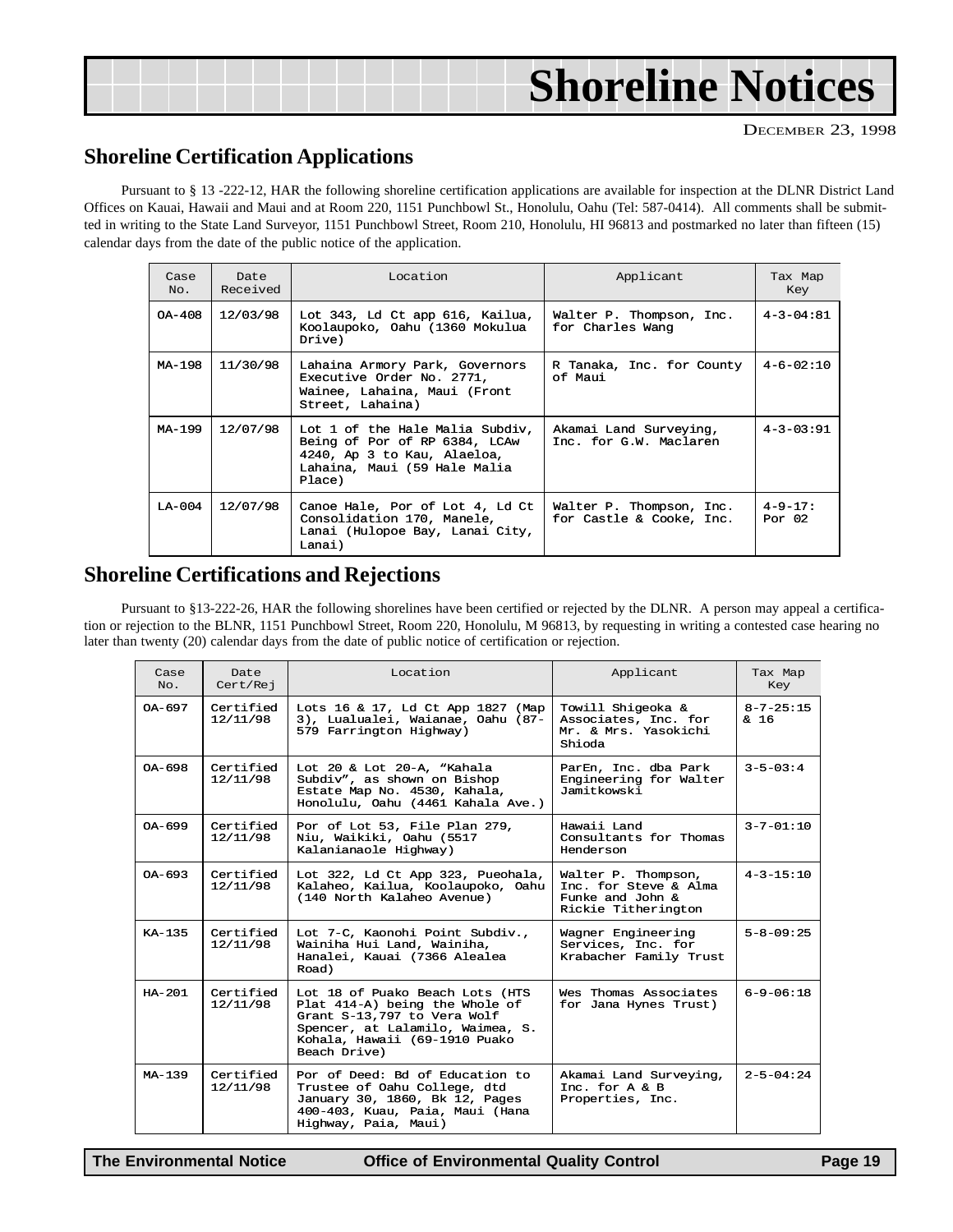# Shoreline Notices

DECEMBER 23, 1998

## Shoreline Certification Applications

Pursuant to § 13 -222-12, HAR the following shoreline certification applications are available for inspection at the DLNR District Land Offices on Kauai, Hawaii and Maui and at Room 220, 1151 Punchbowl St., Honolulu, Oahu (Tel: 587-0414). All comments shall be submitted in writing to the State Land Surveyor, 1151 Punchbowl Street, Room 210, Honolulu, HI 96813 and postmarked no later than fifteen (15) calendar days from the date of the public notice of the application.

| Case No. | Date Received | Location | Applicant | Tax Map Key |
|---|---|---|---|---|
| OA-408 | 12/03/98 | Lot 343, Ld Ct app 616, Kailua, Koolaupoko, Oahu (1360 Mokulua Drive) | Walter P. Thompson, Inc. for Charles Wang | 4-3-04:81 |
| MA-198 | 11/30/98 | Lahaina Armory Park, Governors Executive Order No. 2771, Wainee, Lahaina, Maui (Front Street, Lahaina) | R Tanaka, Inc. for County of Maui | 4-6-02:10 |
| MA-199 | 12/07/98 | Lot 1 of the Hale Malia Subdiv, Being of Por of RP 6384, LCAw 4240, Ap 3 to Kau, Alaeloa, Lahaina, Maui (59 Hale Malia Place) | Akamai Land Surveying, Inc. for G.W. Maclaren | 4-3-03:91 |
| LA-004 | 12/07/98 | Canoe Hale, Por of Lot 4, Ld Ct Consolidation 170, Manele, Lanai (Hulopoe Bay, Lanai City, Lanai) | Walter P. Thompson, Inc. for Castle & Cooke, Inc. | 4-9-17: Por 02 |

## Shoreline Certifications and Rejections

Pursuant to §13-222-26, HAR the following shorelines have been certified or rejected by the DLNR. A person may appeal a certification or rejection to the BLNR, 1151 Punchbowl Street, Room 220, Honolulu, M 96813, by requesting in writing a contested case hearing no later than twenty (20) calendar days from the date of public notice of certification or rejection.

| Case No. | Date Cert/Rej | Location | Applicant | Tax Map Key |
|---|---|---|---|---|
| OA-697 | Certified 12/11/98 | Lots 16 & 17, Ld Ct App 1827 (Map 3), Lualualei, Waianae, Oahu (87-579 Farrington Highway) | Towill Shigeoka & Associates, Inc. for Mr. & Mrs. Yasokichi Shioda | 8-7-25:15 & 16 |
| OA-698 | Certified 12/11/98 | Lot 20 & Lot 20-A, "Kahala Subdiv", as shown on Bishop Estate Map No. 4530, Kahala, Honolulu, Oahu (4461 Kahala Ave.) | ParEn, Inc. dba Park Engineering for Walter Jamitkowski | 3-5-03:4 |
| OA-699 | Certified 12/11/98 | Por of Lot 53, File Plan 279, Niu, Waikiki, Oahu (5517 Kalanianaole Highway) | Hawaii Land Consultants for Thomas Henderson | 3-7-01:10 |
| OA-693 | Certified 12/11/98 | Lot 322, Ld Ct App 323, Pueohala, Kalaheo, Kailua, Koolaupoko, Oahu (140 North Kalaheo Avenue) | Walter P. Thompson, Inc. for Steve & Alma Funke and John & Rickie Titherington | 4-3-15:10 |
| KA-135 | Certified 12/11/98 | Lot 7-C, Kaonohi Point Subdiv., Wainiha Hui Land, Wainiha, Hanalei, Kauai (7366 Alealea Road) | Wagner Engineering Services, Inc. for Krabacher Family Trust | 5-8-09:25 |
| HA-201 | Certified 12/11/98 | Lot 18 of Puako Beach Lots (HTS Plat 414-A) being the Whole of Grant S-13,797 to Vera Wolf Spencer, at Lalamilo, Waimea, S. Kohala, Hawaii (69-1910 Puako Beach Drive) | Wes Thomas Associates for Jana Hynes Trust) | 6-9-06:18 |
| MA-139 | Certified 12/11/98 | Por of Deed: Bd of Education to Trustee of Oahu College, dtd January 30, 1860, Bk 12, Pages 400-403, Kuau, Paia, Maui (Hana Highway, Paia, Maui) | Akamai Land Surveying, Inc. for A & B Properties, Inc. | 2-5-04:24 |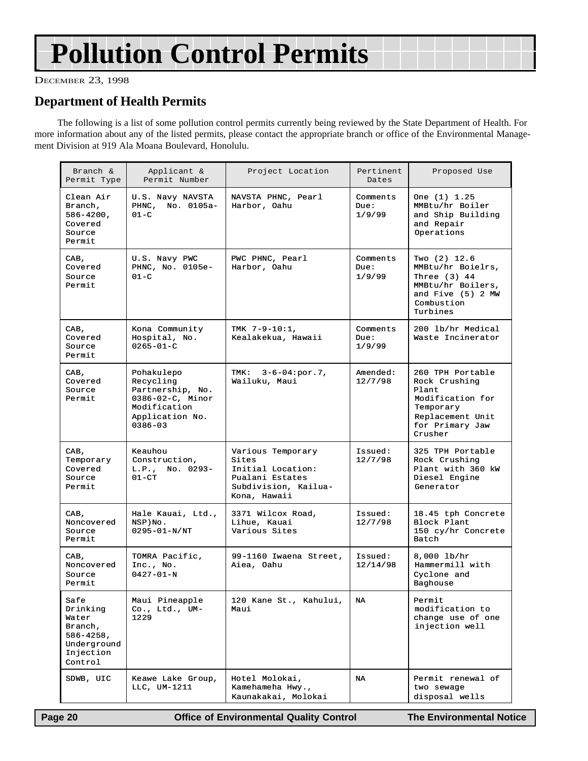# Pollution Control Permits

December 23, 1998

## Department of Health Permits

The following is a list of some pollution control permits currently being reviewed by the State Department of Health. For more information about any of the listed permits, please contact the appropriate branch or office of the Environmental Management Division at 919 Ala Moana Boulevard, Honolulu.

| Branch & Permit Type | Applicant & Permit Number | Project Location | Pertinent Dates | Proposed Use |
|---|---|---|---|---|
| Clean Air Branch, 586-4200, Covered Source Permit | U.S. Navy NAVSTA PHNC, No. 0105a-01-C | NAVSTA PHNC, Pearl Harbor, Oahu | Comments Due: 1/9/99 | One (1) 1.25 MMBtu/hr Boiler and Ship Building and Repair Operations |
| CAB, Covered Source Permit | U.S. Navy PWC PHNC, No. 0105e-01-C | PWC PHNC, Pearl Harbor, Oahu | Comments Due: 1/9/99 | Two (2) 12.6 MMBtu/hr Boielrs, Three (3) 44 MMBtu/hr Boilers, and Five (5) 2 MW Combustion Turbines |
| CAB, Covered Source Permit | Kona Community Hospital, No. 0265-01-C | TMK 7-9-10:1, Kealakekua, Hawaii | Comments Due: 1/9/99 | 200 lb/hr Medical Waste Incinerator |
| CAB, Covered Source Permit | Pohakulepo Recycling Partnership, No. 0386-02-C, Minor Modification Application No. 0386-03 | TMK: 3-6-04:por.7, Wailuku, Maui | Amended: 12/7/98 | 260 TPH Portable Rock Crushing Plant Modification for Temporary Replacement Unit for Primary Jaw Crusher |
| CAB, Temporary Covered Source Permit | Keauhou Construction, L.P., No. 0293-01-CT | Various Temporary Sites Initial Location: Pualani Estates Subdivision, Kailua-Kona, Hawaii | Issued: 12/7/98 | 325 TPH Portable Rock Crushing Plant with 360 kW Diesel Engine Generator |
| CAB, Noncovered Source Permit | Hale Kauai, Ltd., NSP)No. 0295-01-N/NT | 3371 Wilcox Road, Lihue, Kauai Various Sites | Issued: 12/7/98 | 18.45 tph Concrete Block Plant 150 cy/hr Concrete Batch |
| CAB, Noncovered Source Permit | TOMRA Pacific, Inc., No. 0427-01-N | 99-1160 Iwaena Street, Aiea, Oahu | Issued: 12/14/98 | 8,000 lb/hr Hammermill with Cyclone and Baghouse |
| Safe Drinking Water Branch, 586-4258, Underground Injection Control | Maui Pineapple Co., Ltd., UM-1229 | 120 Kane St., Kahului, Maui | NA | Permit modification to change use of one injection well |
| SDWB, UIC | Keawe Lake Group, LLC, UM-1211 | Hotel Molokai, Kamehameha Hwy., Kaunakakai, Molokai | NA | Permit renewal of two sewage disposal wells |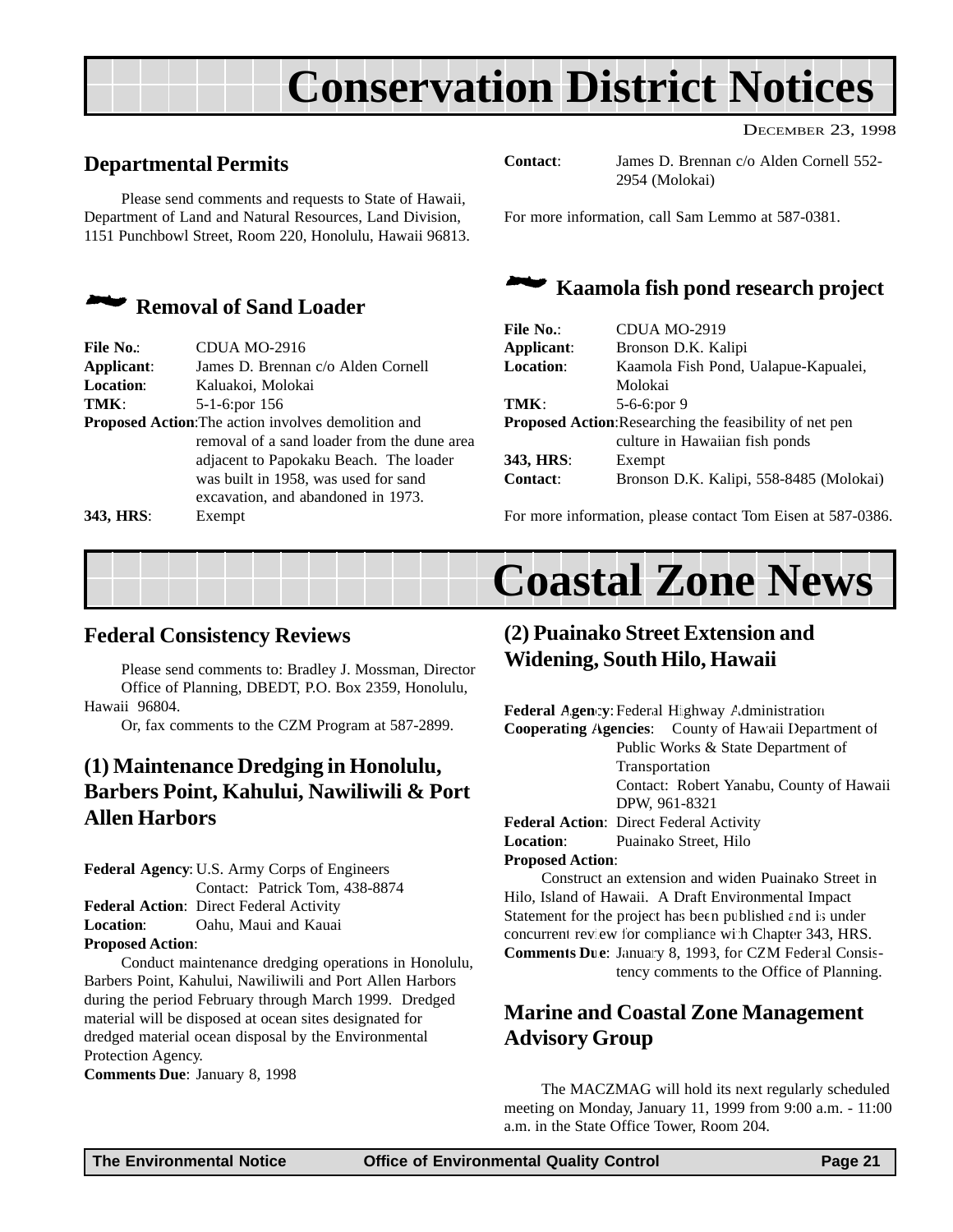# Conservation District Notices

DECEMBER 23, 1998

## Departmental Permits

Please send comments and requests to State of Hawaii, Department of Land and Natural Resources, Land Division, 1151 Punchbowl Street, Room 220, Honolulu, Hawaii 96813.

### Removal of Sand Loader

**File No.**: CDUA MO-2916
**Applicant**: James D. Brennan c/o Alden Cornell
**Location**: Kaluakoi, Molokai
**TMK**: 5-1-6:por 156
**Proposed Action**: The action involves demolition and removal of a sand loader from the dune area adjacent to Papokaku Beach. The loader was built in 1958, was used for sand excavation, and abandoned in 1973.
**343, HRS**: Exempt
**Contact**: James D. Brennan c/o Alden Cornell 552-2954 (Molokai)

For more information, call Sam Lemmo at 587-0381.

### Kaamola fish pond research project

**File No.**: CDUA MO-2919
**Applicant**: Bronson D.K. Kalipi
**Location**: Kaamola Fish Pond, Ualapue-Kapualei, Molokai
**TMK**: 5-6-6:por 9
**Proposed Action**: Researching the feasibility of net pen culture in Hawaiian fish ponds
**343, HRS**: Exempt
**Contact**: Bronson D.K. Kalipi, 558-8485 (Molokai)

For more information, please contact Tom Eisen at 587-0386.

# Coastal Zone News

## Federal Consistency Reviews

Please send comments to: Bradley J. Mossman, Director Office of Planning, DBEDT, P.O. Box 2359, Honolulu, Hawaii 96804.

Or, fax comments to the CZM Program at 587-2899.

### (1) Maintenance Dredging in Honolulu, Barbers Point, Kahului, Nawiliwili & Port Allen Harbors

**Federal Agency**: U.S. Army Corps of Engineers
Contact: Patrick Tom, 438-8874
**Federal Action**: Direct Federal Activity
**Location**: Oahu, Maui and Kauai
**Proposed Action**:

Conduct maintenance dredging operations in Honolulu, Barbers Point, Kahului, Nawiliwili and Port Allen Harbors during the period February through March 1999. Dredged material will be disposed at ocean sites designated for dredged material ocean disposal by the Environmental Protection Agency.

**Comments Due**: January 8, 1998

### (2) Puainako Street Extension and Widening, South Hilo, Hawaii

**Federal Agency**: Federal Highway Administration
**Cooperating Agencies**: County of Hawaii Department of Public Works & State Department of Transportation
Contact: Robert Yanabu, County of Hawaii DPW, 961-8321
**Federal Action**: Direct Federal Activity
**Location**: Puainako Street, Hilo
**Proposed Action**:

Construct an extension and widen Puainako Street in Hilo, Island of Hawaii. A Draft Environmental Impact Statement for the project has been published and is under concurrent review for compliance with Chapter 343, HRS.

**Comments Due**: January 8, 1998, for CZM Federal Consistency comments to the Office of Planning.

## Marine and Coastal Zone Management Advisory Group

The MACZMAG will hold its next regularly scheduled meeting on Monday, January 11, 1999 from 9:00 a.m. - 11:00 a.m. in the State Office Tower, Room 204.